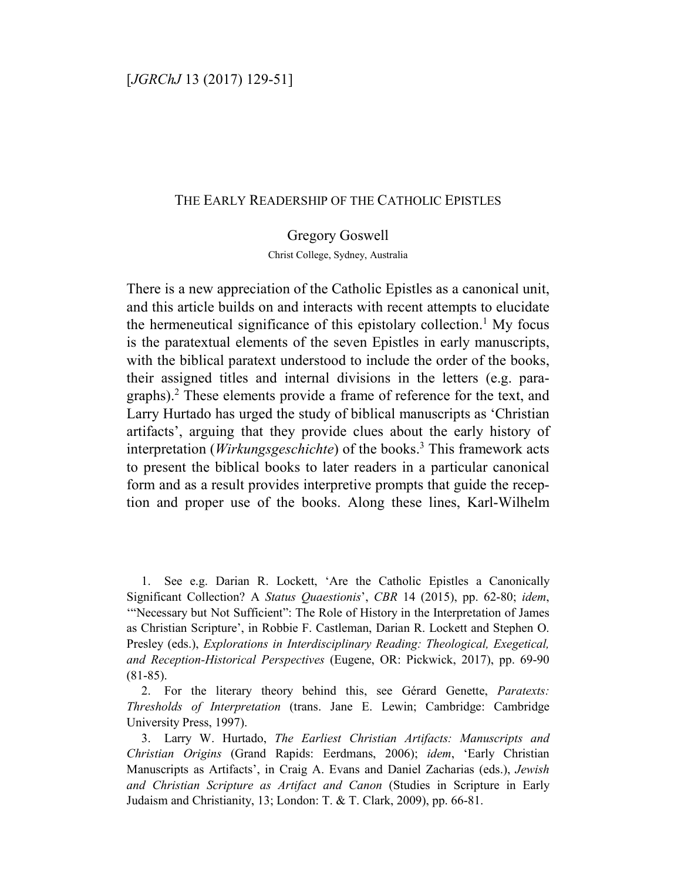# The Early Readership of the Catholic Epistles

Gregory Goswell

Christ College, Sydney, Australia

There is a new appreciation of the Catholic Epistles as a canonical unit, and this article builds on and interacts with recent attempts to elucidate the hermeneutical significance of this epistolary collection.[1] My focus is the paratextual elements of the seven Epistles in early manuscripts, with the biblical paratext understood to include the order of the books, their assigned titles and internal divisions in the letters (e.g. paragraphs).[2] These elements provide a frame of reference for the text, and Larry Hurtado has urged the study of biblical manuscripts as 'Christian artifacts', arguing that they provide clues about the early history of interpretation (*Wirkungsgeschichte*) of the books.[3] This framework acts to present the biblical books to later readers in a particular canonical form and as a result provides interpretive prompts that guide the reception and proper use of the books. Along these lines, Karl-Wilhelm

1. See e.g. Darian R. Lockett, 'Are the Catholic Epistles a Canonically Significant Collection? A *Status Quaestionis*', *CBR* 14 (2015), pp. 62-80; *idem*, '"Necessary but Not Sufficient": The Role of History in the Interpretation of James as Christian Scripture', in Robbie F. Castleman, Darian R. Lockett and Stephen O. Presley (eds.), *Explorations in Interdisciplinary Reading: Theological, Exegetical, and Reception-Historical Perspectives* (Eugene, OR: Pickwick, 2017), pp. 69-90 (81-85).

2. For the literary theory behind this, see Gérard Genette, *Paratexts: Thresholds of Interpretation* (trans. Jane E. Lewin; Cambridge: Cambridge University Press, 1997).

3. Larry W. Hurtado, *The Earliest Christian Artifacts: Manuscripts and Christian Origins* (Grand Rapids: Eerdmans, 2006); *idem*, 'Early Christian Manuscripts as Artifacts', in Craig A. Evans and Daniel Zacharias (eds.), *Jewish and Christian Scripture as Artifact and Canon* (Studies in Scripture in Early Judaism and Christianity, 13; London: T. & T. Clark, 2009), pp. 66-81.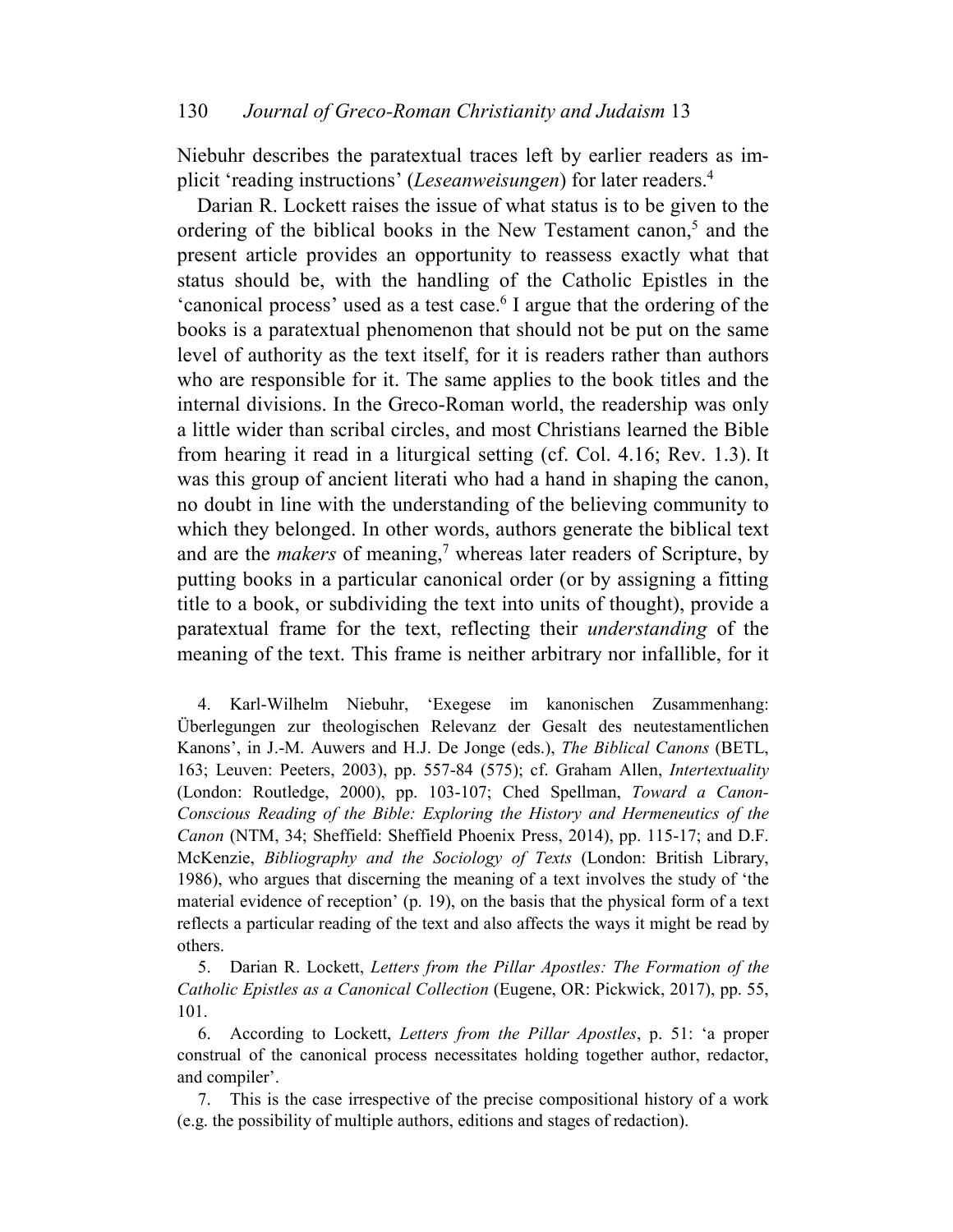Niebuhr describes the paratextual traces left by earlier readers as implicit 'reading instructions' (*Leseanweisungen*) for later readers.[4]

Darian R. Lockett raises the issue of what status is to be given to the ordering of the biblical books in the New Testament canon,[5] and the present article provides an opportunity to reassess exactly what that status should be, with the handling of the Catholic Epistles in the 'canonical process' used as a test case.[6] I argue that the ordering of the books is a paratextual phenomenon that should not be put on the same level of authority as the text itself, for it is readers rather than authors who are responsible for it. The same applies to the book titles and the internal divisions. In the Greco-Roman world, the readership was only a little wider than scribal circles, and most Christians learned the Bible from hearing it read in a liturgical setting (cf. Col. 4.16; Rev. 1.3). It was this group of ancient literati who had a hand in shaping the canon, no doubt in line with the understanding of the believing community to which they belonged. In other words, authors generate the biblical text and are the *makers* of meaning,[7] whereas later readers of Scripture, by putting books in a particular canonical order (or by assigning a fitting title to a book, or subdividing the text into units of thought), provide a paratextual frame for the text, reflecting their *understanding* of the meaning of the text. This frame is neither arbitrary nor infallible, for it

4. Karl-Wilhelm Niebuhr, 'Exegese im kanonischen Zusammenhang: Überlegungen zur theologischen Relevanz der Gesalt des neutestamentlichen Kanons', in J.-M. Auwers and H.J. De Jonge (eds.), *The Biblical Canons* (BETL, 163; Leuven: Peeters, 2003), pp. 557-84 (575); cf. Graham Allen, *Intertextuality* (London: Routledge, 2000), pp. 103-107; Ched Spellman, *Toward a Canon-Conscious Reading of the Bible: Exploring the History and Hermeneutics of the Canon* (NTM, 34; Sheffield: Sheffield Phoenix Press, 2014), pp. 115-17; and D.F. McKenzie, *Bibliography and the Sociology of Texts* (London: British Library, 1986), who argues that discerning the meaning of a text involves the study of 'the material evidence of reception' (p. 19), on the basis that the physical form of a text reflects a particular reading of the text and also affects the ways it might be read by others.

5. Darian R. Lockett, *Letters from the Pillar Apostles: The Formation of the Catholic Epistles as a Canonical Collection* (Eugene, OR: Pickwick, 2017), pp. 55, 101.

6. According to Lockett, *Letters from the Pillar Apostles*, p. 51: 'a proper construal of the canonical process necessitates holding together author, redactor, and compiler'.

7. This is the case irrespective of the precise compositional history of a work (e.g. the possibility of multiple authors, editions and stages of redaction).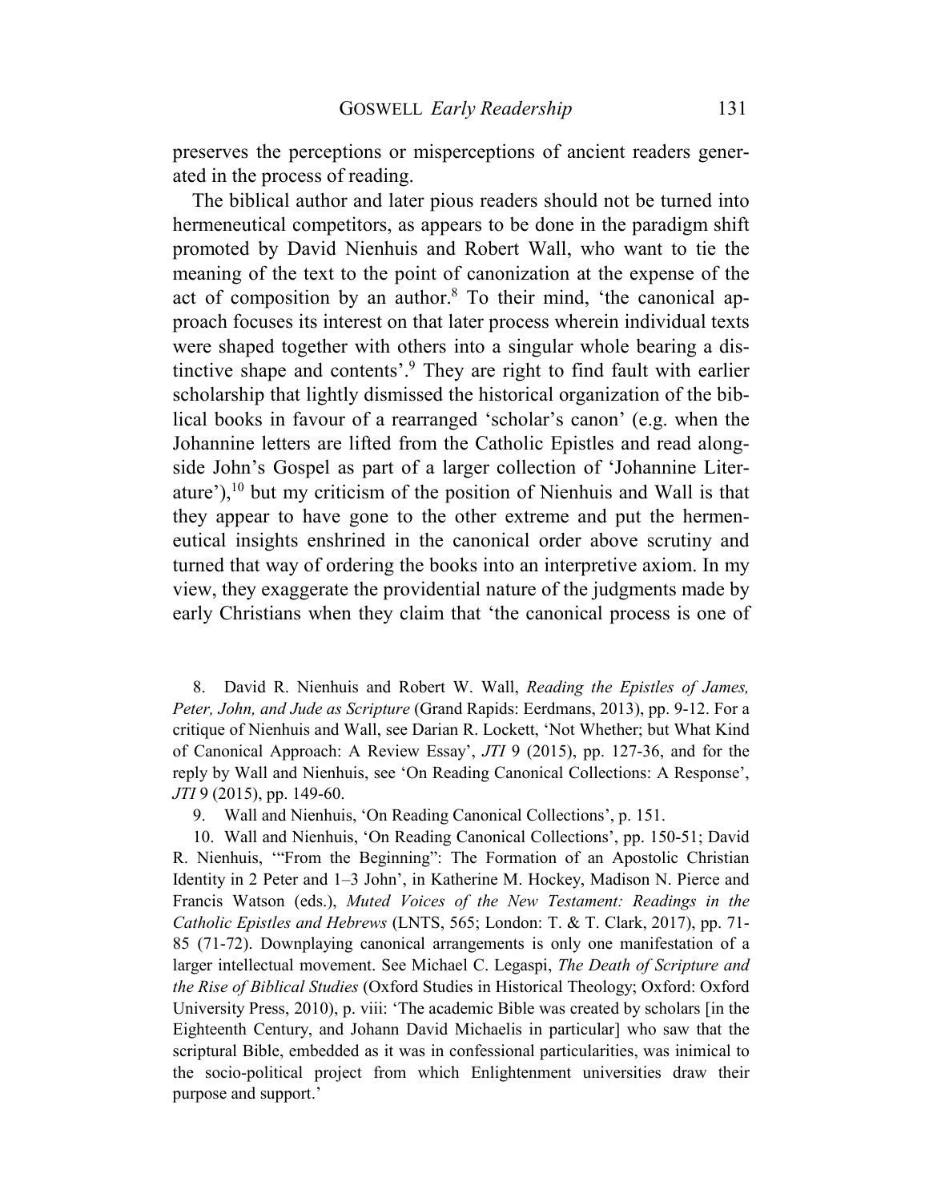preserves the perceptions or misperceptions of ancient readers generated in the process of reading.

The biblical author and later pious readers should not be turned into hermeneutical competitors, as appears to be done in the paradigm shift promoted by David Nienhuis and Robert Wall, who want to tie the meaning of the text to the point of canonization at the expense of the act of composition by an author.[8] To their mind, 'the canonical approach focuses its interest on that later process wherein individual texts were shaped together with others into a singular whole bearing a distinctive shape and contents'.[9] They are right to find fault with earlier scholarship that lightly dismissed the historical organization of the biblical books in favour of a rearranged 'scholar's canon' (e.g. when the Johannine letters are lifted from the Catholic Epistles and read alongside John's Gospel as part of a larger collection of 'Johannine Literature'),[10] but my criticism of the position of Nienhuis and Wall is that they appear to have gone to the other extreme and put the hermeneutical insights enshrined in the canonical order above scrutiny and turned that way of ordering the books into an interpretive axiom. In my view, they exaggerate the providential nature of the judgments made by early Christians when they claim that 'the canonical process is one of

8. David R. Nienhuis and Robert W. Wall, *Reading the Epistles of James, Peter, John, and Jude as Scripture* (Grand Rapids: Eerdmans, 2013), pp. 9-12. For a critique of Nienhuis and Wall, see Darian R. Lockett, 'Not Whether; but What Kind of Canonical Approach: A Review Essay', *JTI* 9 (2015), pp. 127-36, and for the reply by Wall and Nienhuis, see 'On Reading Canonical Collections: A Response', *JTI* 9 (2015), pp. 149-60.

9. Wall and Nienhuis, 'On Reading Canonical Collections', p. 151.

10. Wall and Nienhuis, 'On Reading Canonical Collections', pp. 150-51; David R. Nienhuis, '"From the Beginning": The Formation of an Apostolic Christian Identity in 2 Peter and 1–3 John', in Katherine M. Hockey, Madison N. Pierce and Francis Watson (eds.), *Muted Voices of the New Testament: Readings in the Catholic Epistles and Hebrews* (LNTS, 565; London: T. & T. Clark, 2017), pp. 71-85 (71-72). Downplaying canonical arrangements is only one manifestation of a larger intellectual movement. See Michael C. Legaspi, *The Death of Scripture and the Rise of Biblical Studies* (Oxford Studies in Historical Theology; Oxford: Oxford University Press, 2010), p. viii: 'The academic Bible was created by scholars [in the Eighteenth Century, and Johann David Michaelis in particular] who saw that the scriptural Bible, embedded as it was in confessional particularities, was inimical to the socio-political project from which Enlightenment universities draw their purpose and support.'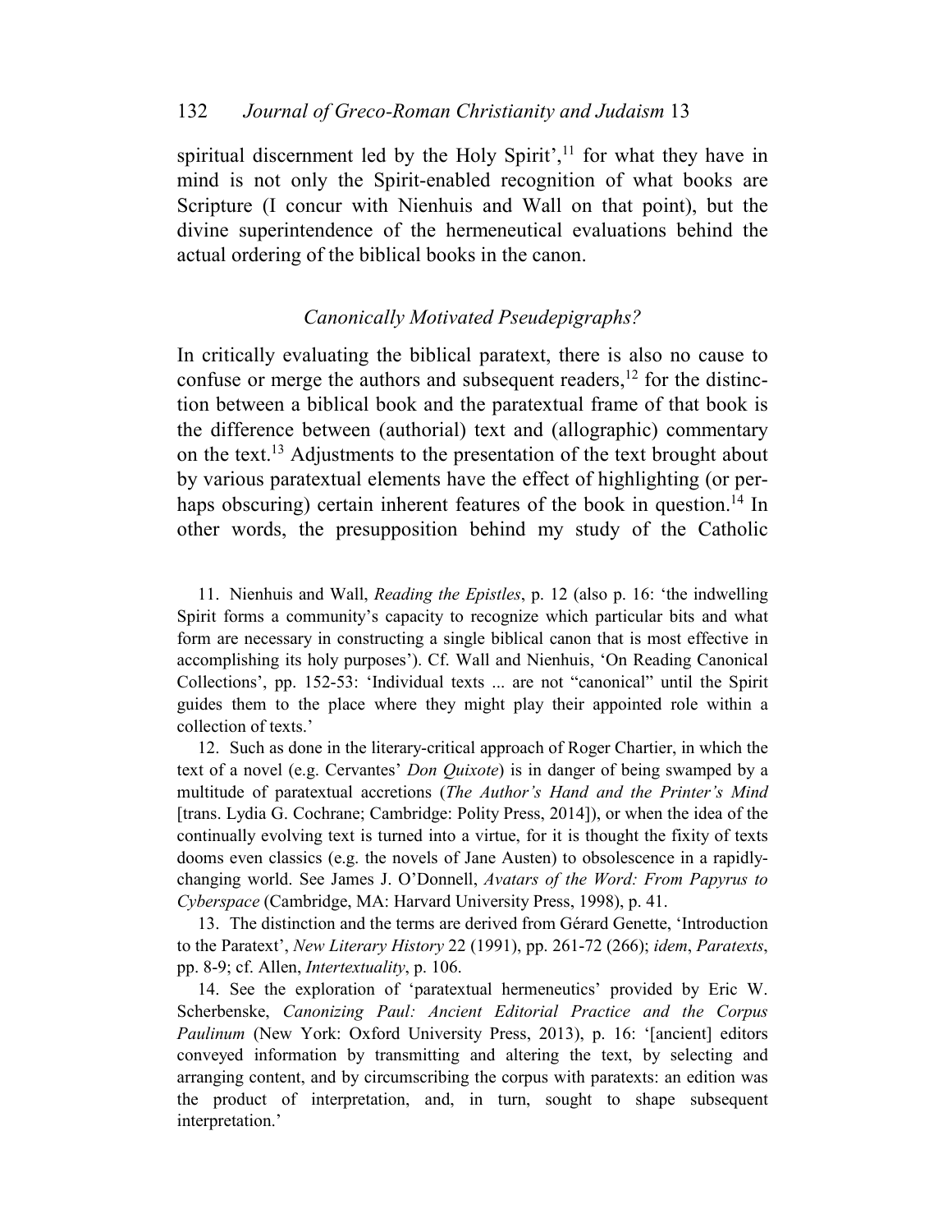spiritual discernment led by the Holy Spirit',[11] for what they have in mind is not only the Spirit-enabled recognition of what books are Scripture (I concur with Nienhuis and Wall on that point), but the divine superintendence of the hermeneutical evaluations behind the actual ordering of the biblical books in the canon.

### *Canonically Motivated Pseudepigraphs?*

In critically evaluating the biblical paratext, there is also no cause to confuse or merge the authors and subsequent readers,[12] for the distinction between a biblical book and the paratextual frame of that book is the difference between (authorial) text and (allographic) commentary on the text.[13] Adjustments to the presentation of the text brought about by various paratextual elements have the effect of highlighting (or perhaps obscuring) certain inherent features of the book in question.[14] In other words, the presupposition behind my study of the Catholic

11. Nienhuis and Wall, *Reading the Epistles*, p. 12 (also p. 16: 'the indwelling Spirit forms a community's capacity to recognize which particular bits and what form are necessary in constructing a single biblical canon that is most effective in accomplishing its holy purposes'). Cf. Wall and Nienhuis, 'On Reading Canonical Collections', pp. 152-53: 'Individual texts ... are not "canonical" until the Spirit guides them to the place where they might play their appointed role within a collection of texts.'

12. Such as done in the literary-critical approach of Roger Chartier, in which the text of a novel (e.g. Cervantes' *Don Quixote*) is in danger of being swamped by a multitude of paratextual accretions (*The Author's Hand and the Printer's Mind* [trans. Lydia G. Cochrane; Cambridge: Polity Press, 2014]), or when the idea of the continually evolving text is turned into a virtue, for it is thought the fixity of texts dooms even classics (e.g. the novels of Jane Austen) to obsolescence in a rapidly-changing world. See James J. O'Donnell, *Avatars of the Word: From Papyrus to Cyberspace* (Cambridge, MA: Harvard University Press, 1998), p. 41.

13. The distinction and the terms are derived from Gérard Genette, 'Introduction to the Paratext', *New Literary History* 22 (1991), pp. 261-72 (266); *idem*, *Paratexts*, pp. 8-9; cf. Allen, *Intertextuality*, p. 106.

14. See the exploration of 'paratextual hermeneutics' provided by Eric W. Scherbenske, *Canonizing Paul: Ancient Editorial Practice and the Corpus Paulinum* (New York: Oxford University Press, 2013), p. 16: '[ancient] editors conveyed information by transmitting and altering the text, by selecting and arranging content, and by circumscribing the corpus with paratexts: an edition was the product of interpretation, and, in turn, sought to shape subsequent interpretation.'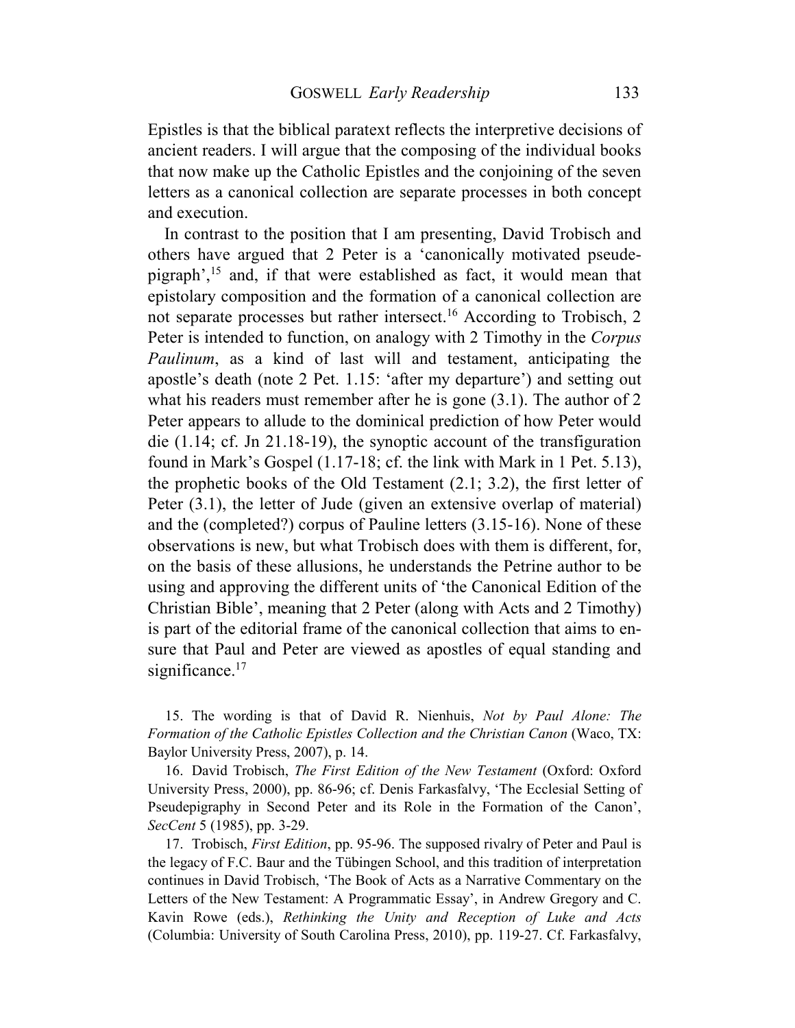Epistles is that the biblical paratext reflects the interpretive decisions of ancient readers. I will argue that the composing of the individual books that now make up the Catholic Epistles and the conjoining of the seven letters as a canonical collection are separate processes in both concept and execution.

In contrast to the position that I am presenting, David Trobisch and others have argued that 2 Peter is a 'canonically motivated pseudepigraph',[15] and, if that were established as fact, it would mean that epistolary composition and the formation of a canonical collection are not separate processes but rather intersect.[16] According to Trobisch, 2 Peter is intended to function, on analogy with 2 Timothy in the *Corpus Paulinum*, as a kind of last will and testament, anticipating the apostle's death (note 2 Pet. 1.15: 'after my departure') and setting out what his readers must remember after he is gone (3.1). The author of 2 Peter appears to allude to the dominical prediction of how Peter would die (1.14; cf. Jn 21.18-19), the synoptic account of the transfiguration found in Mark's Gospel (1.17-18; cf. the link with Mark in 1 Pet. 5.13), the prophetic books of the Old Testament (2.1; 3.2), the first letter of Peter (3.1), the letter of Jude (given an extensive overlap of material) and the (completed?) corpus of Pauline letters (3.15-16). None of these observations is new, but what Trobisch does with them is different, for, on the basis of these allusions, he understands the Petrine author to be using and approving the different units of 'the Canonical Edition of the Christian Bible', meaning that 2 Peter (along with Acts and 2 Timothy) is part of the editorial frame of the canonical collection that aims to ensure that Paul and Peter are viewed as apostles of equal standing and significance.[17]

---

15. The wording is that of David R. Nienhuis, *Not by Paul Alone: The Formation of the Catholic Epistles Collection and the Christian Canon* (Waco, TX: Baylor University Press, 2007), p. 14.

16. David Trobisch, *The First Edition of the New Testament* (Oxford: Oxford University Press, 2000), pp. 86-96; cf. Denis Farkasfalvy, 'The Ecclesial Setting of Pseudepigraphy in Second Peter and its Role in the Formation of the Canon', *SecCent* 5 (1985), pp. 3-29.

17. Trobisch, *First Edition*, pp. 95-96. The supposed rivalry of Peter and Paul is the legacy of F.C. Baur and the Tübingen School, and this tradition of interpretation continues in David Trobisch, 'The Book of Acts as a Narrative Commentary on the Letters of the New Testament: A Programmatic Essay', in Andrew Gregory and C. Kavin Rowe (eds.), *Rethinking the Unity and Reception of Luke and Acts* (Columbia: University of South Carolina Press, 2010), pp. 119-27. Cf. Farkasfalvy,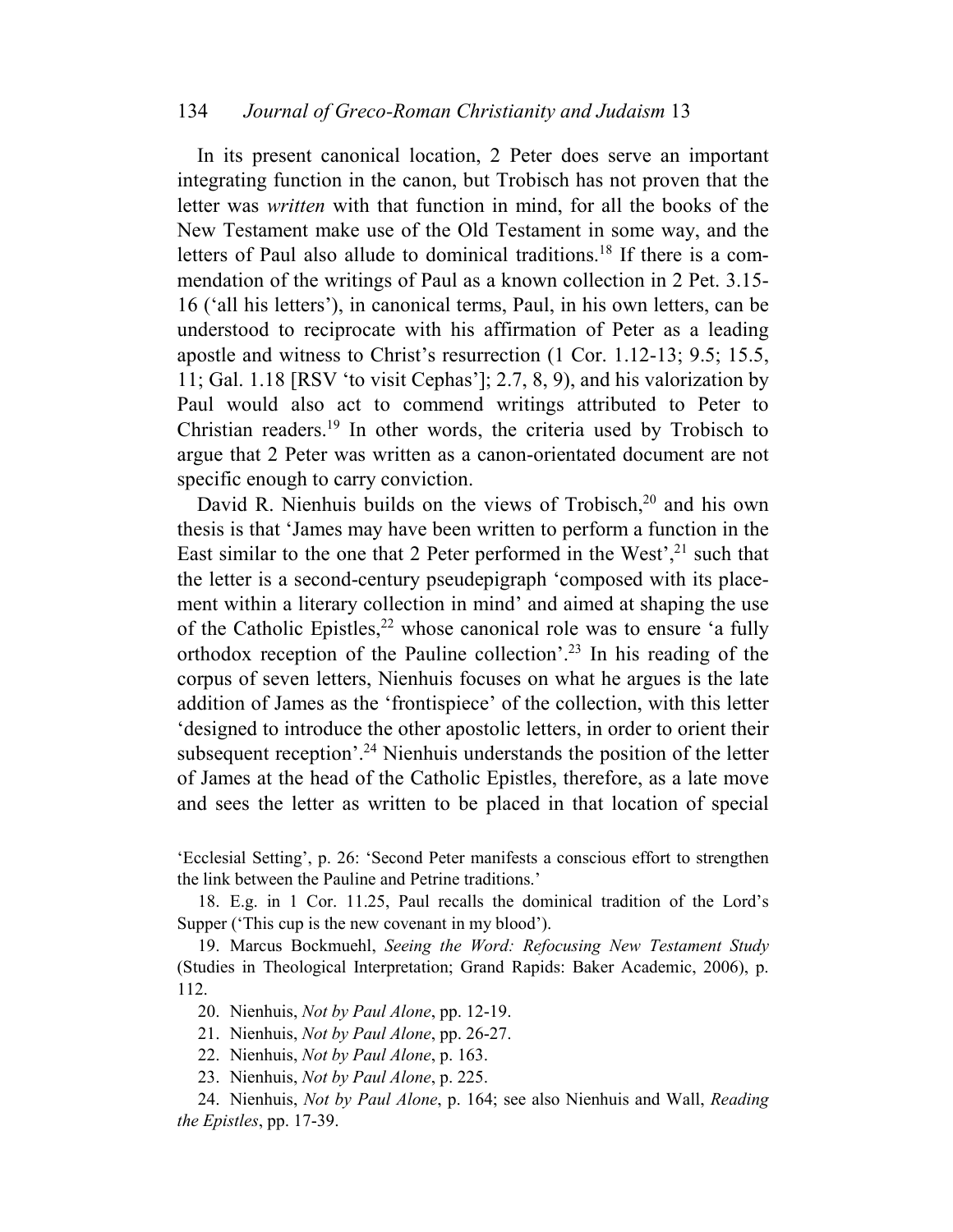In its present canonical location, 2 Peter does serve an important integrating function in the canon, but Trobisch has not proven that the letter was *written* with that function in mind, for all the books of the New Testament make use of the Old Testament in some way, and the letters of Paul also allude to dominical traditions.[18] If there is a commendation of the writings of Paul as a known collection in 2 Pet. 3.15-16 ('all his letters'), in canonical terms, Paul, in his own letters, can be understood to reciprocate with his affirmation of Peter as a leading apostle and witness to Christ's resurrection (1 Cor. 1.12-13; 9.5; 15.5, 11; Gal. 1.18 [RSV 'to visit Cephas']; 2.7, 8, 9), and his valorization by Paul would also act to commend writings attributed to Peter to Christian readers.[19] In other words, the criteria used by Trobisch to argue that 2 Peter was written as a canon-orientated document are not specific enough to carry conviction.

David R. Nienhuis builds on the views of Trobisch,[20] and his own thesis is that 'James may have been written to perform a function in the East similar to the one that 2 Peter performed in the West',[21] such that the letter is a second-century pseudepigraph 'composed with its placement within a literary collection in mind' and aimed at shaping the use of the Catholic Epistles,[22] whose canonical role was to ensure 'a fully orthodox reception of the Pauline collection'.[23] In his reading of the corpus of seven letters, Nienhuis focuses on what he argues is the late addition of James as the 'frontispiece' of the collection, with this letter 'designed to introduce the other apostolic letters, in order to orient their subsequent reception'.[24] Nienhuis understands the position of the letter of James at the head of the Catholic Epistles, therefore, as a late move and sees the letter as written to be placed in that location of special

'Ecclesial Setting', p. 26: 'Second Peter manifests a conscious effort to strengthen the link between the Pauline and Petrine traditions.'

18. E.g. in 1 Cor. 11.25, Paul recalls the dominical tradition of the Lord's Supper ('This cup is the new covenant in my blood').

19. Marcus Bockmuehl, *Seeing the Word: Refocusing New Testament Study* (Studies in Theological Interpretation; Grand Rapids: Baker Academic, 2006), p. 112.

20. Nienhuis, *Not by Paul Alone*, pp. 12-19.

21. Nienhuis, *Not by Paul Alone*, pp. 26-27.

22. Nienhuis, *Not by Paul Alone*, p. 163.

23. Nienhuis, *Not by Paul Alone*, p. 225.

24. Nienhuis, *Not by Paul Alone*, p. 164; see also Nienhuis and Wall, *Reading the Epistles*, pp. 17-39.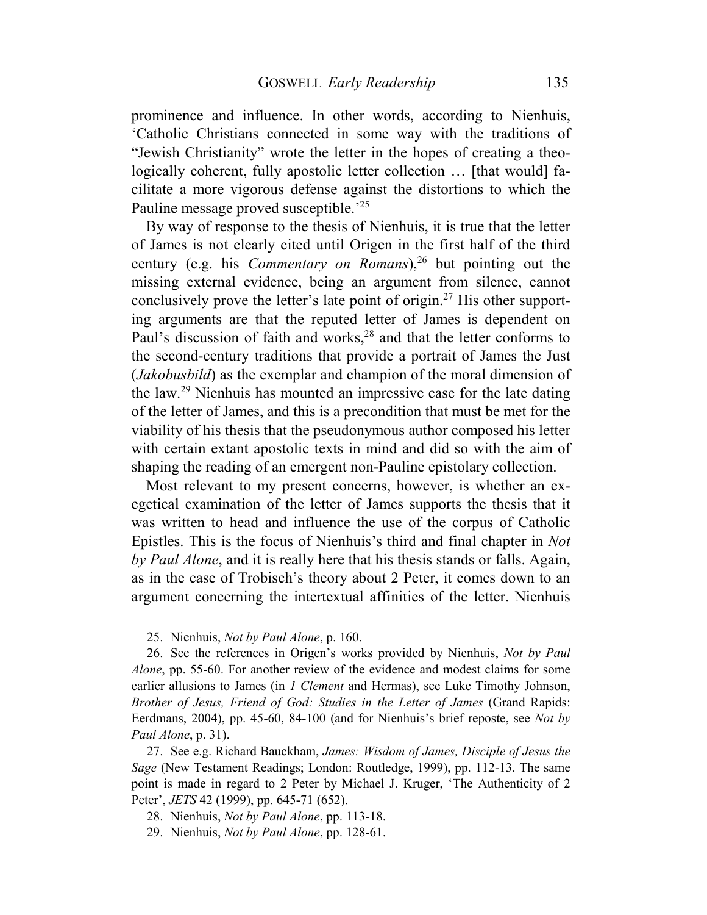prominence and influence. In other words, according to Nienhuis, 'Catholic Christians connected in some way with the traditions of "Jewish Christianity" wrote the letter in the hopes of creating a theologically coherent, fully apostolic letter collection … [that would] facilitate a more vigorous defense against the distortions to which the Pauline message proved susceptible.'[25]

By way of response to the thesis of Nienhuis, it is true that the letter of James is not clearly cited until Origen in the first half of the third century (e.g. his *Commentary on Romans*),[26] but pointing out the missing external evidence, being an argument from silence, cannot conclusively prove the letter's late point of origin.[27] His other supporting arguments are that the reputed letter of James is dependent on Paul's discussion of faith and works,[28] and that the letter conforms to the second-century traditions that provide a portrait of James the Just (*Jakobusbild*) as the exemplar and champion of the moral dimension of the law.[29] Nienhuis has mounted an impressive case for the late dating of the letter of James, and this is a precondition that must be met for the viability of his thesis that the pseudonymous author composed his letter with certain extant apostolic texts in mind and did so with the aim of shaping the reading of an emergent non-Pauline epistolary collection.

Most relevant to my present concerns, however, is whether an exegetical examination of the letter of James supports the thesis that it was written to head and influence the use of the corpus of Catholic Epistles. This is the focus of Nienhuis's third and final chapter in *Not by Paul Alone*, and it is really here that his thesis stands or falls. Again, as in the case of Trobisch's theory about 2 Peter, it comes down to an argument concerning the intertextual affinities of the letter. Nienhuis

25. Nienhuis, *Not by Paul Alone*, p. 160.

26. See the references in Origen's works provided by Nienhuis, *Not by Paul Alone*, pp. 55-60. For another review of the evidence and modest claims for some earlier allusions to James (in *1 Clement* and Hermas), see Luke Timothy Johnson, *Brother of Jesus, Friend of God: Studies in the Letter of James* (Grand Rapids: Eerdmans, 2004), pp. 45-60, 84-100 (and for Nienhuis's brief reposte, see *Not by Paul Alone*, p. 31).

27. See e.g. Richard Bauckham, *James: Wisdom of James, Disciple of Jesus the Sage* (New Testament Readings; London: Routledge, 1999), pp. 112-13. The same point is made in regard to 2 Peter by Michael J. Kruger, 'The Authenticity of 2 Peter', *JETS* 42 (1999), pp. 645-71 (652).

28. Nienhuis, *Not by Paul Alone*, pp. 113-18.

29. Nienhuis, *Not by Paul Alone*, pp. 128-61.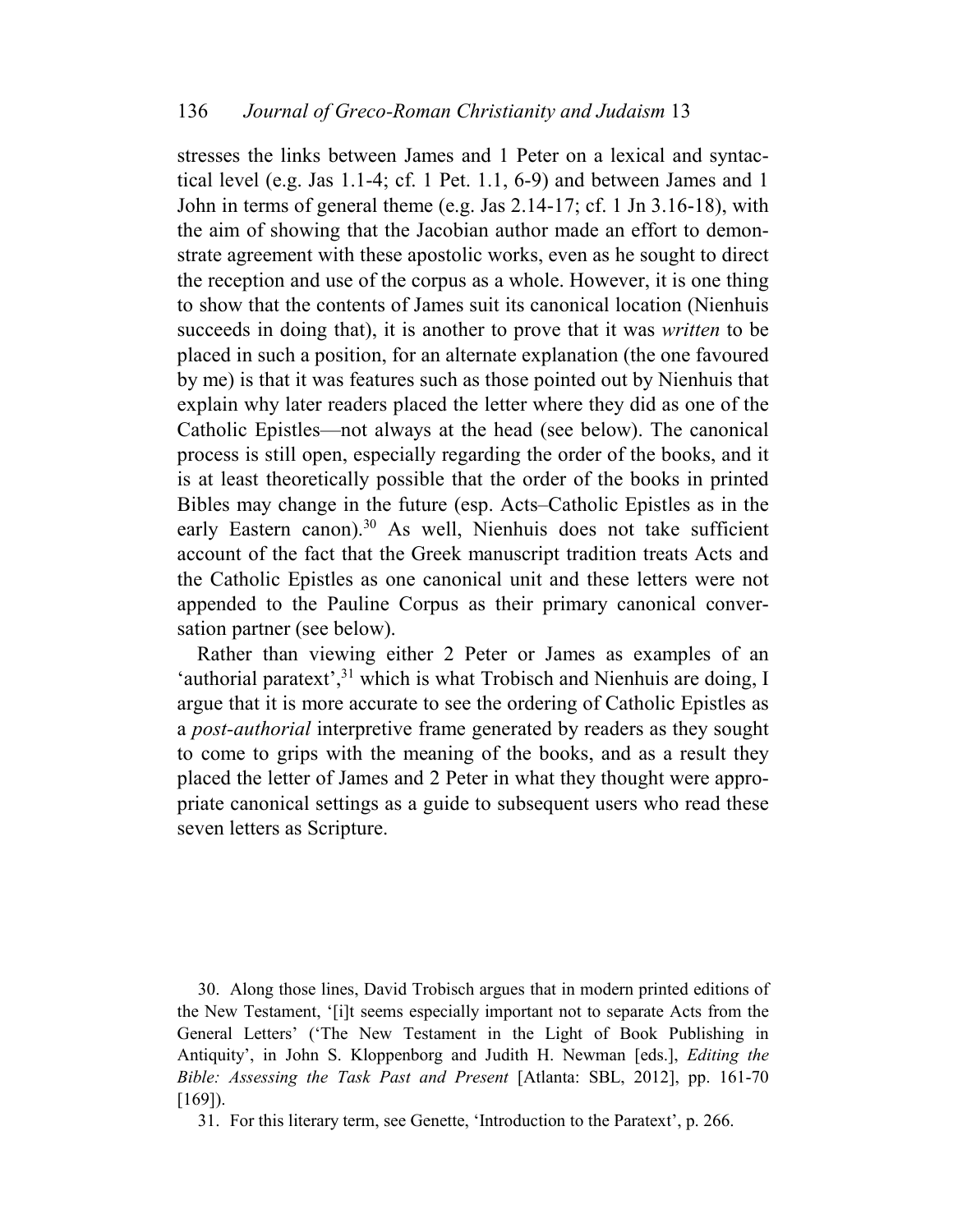stresses the links between James and 1 Peter on a lexical and syntactical level (e.g. Jas 1.1-4; cf. 1 Pet. 1.1, 6-9) and between James and 1 John in terms of general theme (e.g. Jas 2.14-17; cf. 1 Jn 3.16-18), with the aim of showing that the Jacobian author made an effort to demonstrate agreement with these apostolic works, even as he sought to direct the reception and use of the corpus as a whole. However, it is one thing to show that the contents of James suit its canonical location (Nienhuis succeeds in doing that), it is another to prove that it was *written* to be placed in such a position, for an alternate explanation (the one favoured by me) is that it was features such as those pointed out by Nienhuis that explain why later readers placed the letter where they did as one of the Catholic Epistles—not always at the head (see below). The canonical process is still open, especially regarding the order of the books, and it is at least theoretically possible that the order of the books in printed Bibles may change in the future (esp. Acts–Catholic Epistles as in the early Eastern canon).[30] As well, Nienhuis does not take sufficient account of the fact that the Greek manuscript tradition treats Acts and the Catholic Epistles as one canonical unit and these letters were not appended to the Pauline Corpus as their primary canonical conversation partner (see below).

Rather than viewing either 2 Peter or James as examples of an 'authorial paratext',[31] which is what Trobisch and Nienhuis are doing, I argue that it is more accurate to see the ordering of Catholic Epistles as a *post-authorial* interpretive frame generated by readers as they sought to come to grips with the meaning of the books, and as a result they placed the letter of James and 2 Peter in what they thought were appropriate canonical settings as a guide to subsequent users who read these seven letters as Scripture.

30. Along those lines, David Trobisch argues that in modern printed editions of the New Testament, '[i]t seems especially important not to separate Acts from the General Letters' ('The New Testament in the Light of Book Publishing in Antiquity', in John S. Kloppenborg and Judith H. Newman [eds.], *Editing the Bible: Assessing the Task Past and Present* [Atlanta: SBL, 2012], pp. 161-70 [169]).

31. For this literary term, see Genette, 'Introduction to the Paratext', p. 266.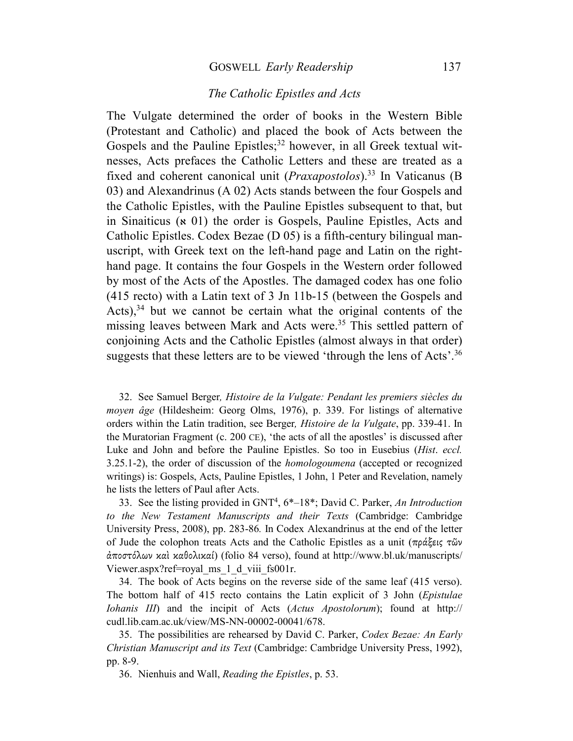### *The Catholic Epistles and Acts*

The Vulgate determined the order of books in the Western Bible (Protestant and Catholic) and placed the book of Acts between the Gospels and the Pauline Epistles;[32] however, in all Greek textual witnesses, Acts prefaces the Catholic Letters and these are treated as a fixed and coherent canonical unit (*Praxapostolos*).[33] In Vaticanus (B 03) and Alexandrinus (A 02) Acts stands between the four Gospels and the Catholic Epistles, with the Pauline Epistles subsequent to that, but in Sinaiticus (א 01) the order is Gospels, Pauline Epistles, Acts and Catholic Epistles. Codex Bezae (D 05) is a fifth-century bilingual manuscript, with Greek text on the left-hand page and Latin on the right-hand page. It contains the four Gospels in the Western order followed by most of the Acts of the Apostles. The damaged codex has one folio (415 recto) with a Latin text of 3 Jn 11b-15 (between the Gospels and Acts),[34] but we cannot be certain what the original contents of the missing leaves between Mark and Acts were.[35] This settled pattern of conjoining Acts and the Catholic Epistles (almost always in that order) suggests that these letters are to be viewed 'through the lens of Acts'.[36]

32. See Samuel Berger*, Histoire de la Vulgate: Pendant les premiers siècles du moyen âge* (Hildesheim: Georg Olms, 1976), p. 339. For listings of alternative orders within the Latin tradition, see Berger*, Histoire de la Vulgate*, pp. 339-41. In the Muratorian Fragment (c. 200 CE), 'the acts of all the apostles' is discussed after Luke and John and before the Pauline Epistles. So too in Eusebius (*Hist*. *eccl.* 3.25.1-2), the order of discussion of the *homologoumena* (accepted or recognized writings) is: Gospels, Acts, Pauline Epistles, 1 John, 1 Peter and Revelation, namely he lists the letters of Paul after Acts.

33. See the listing provided in GNT[4], 6\*–18\*; David C. Parker, *An Introduction to the New Testament Manuscripts and their Texts* (Cambridge: Cambridge University Press, 2008), pp. 283-86*.* In Codex Alexandrinus at the end of the letter of Jude the colophon treats Acts and the Catholic Epistles as a unit (πράξεις τῶν ἀποστόλων καὶ καθολικαί) (folio 84 verso), found at http://www.bl.uk/manuscripts/Viewer.aspx?ref=royal_ms_1_d_viii_fs001r.

34. The book of Acts begins on the reverse side of the same leaf (415 verso). The bottom half of 415 recto contains the Latin explicit of 3 John (*Epistulae Iohanis III*) and the incipit of Acts (*Actus Apostolorum*); found at http://cudl.lib.cam.ac.uk/view/MS-NN-00002-00041/678.

35. The possibilities are rehearsed by David C. Parker, *Codex Bezae: An Early Christian Manuscript and its Text* (Cambridge: Cambridge University Press, 1992), pp. 8-9.

36. Nienhuis and Wall, *Reading the Epistles*, p. 53.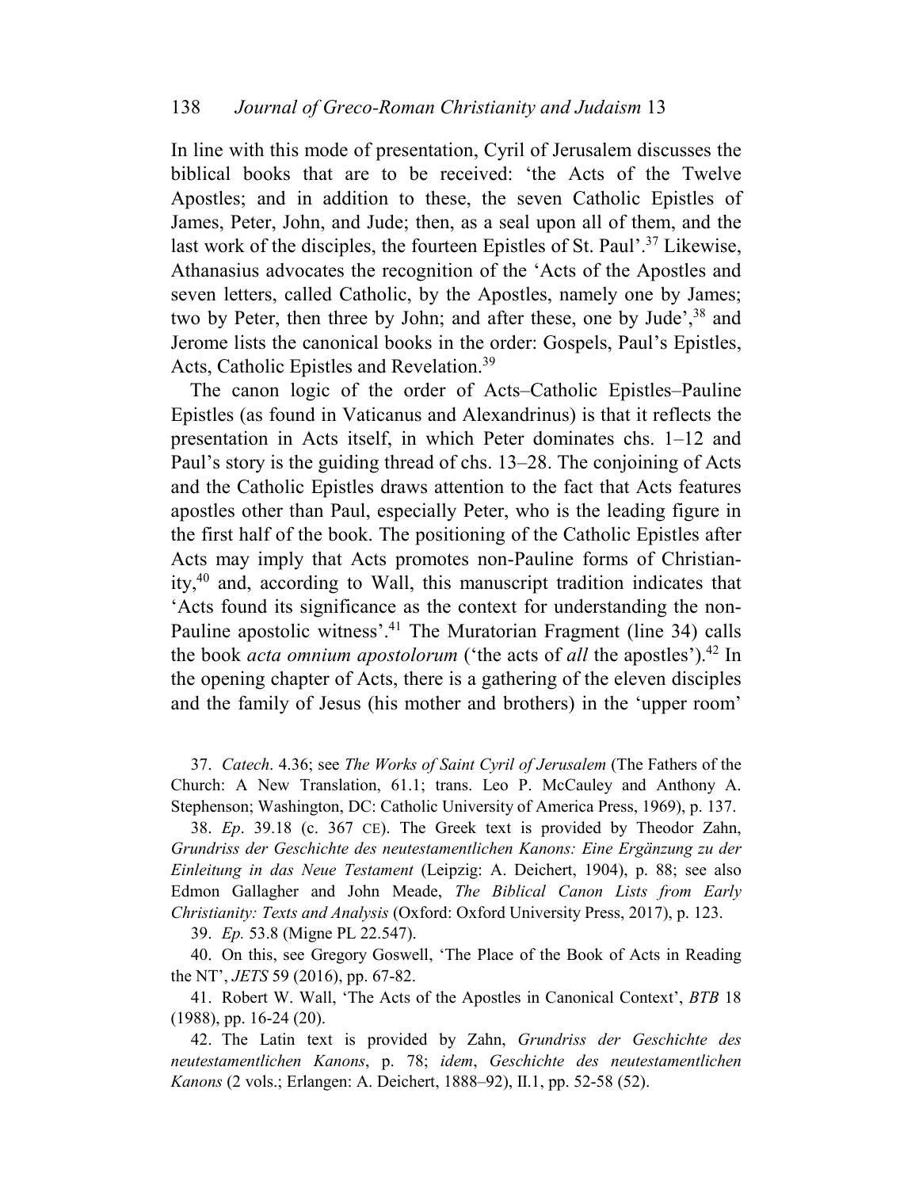In line with this mode of presentation, Cyril of Jerusalem discusses the biblical books that are to be received: 'the Acts of the Twelve Apostles; and in addition to these, the seven Catholic Epistles of James, Peter, John, and Jude; then, as a seal upon all of them, and the last work of the disciples, the fourteen Epistles of St. Paul'.[37] Likewise, Athanasius advocates the recognition of the 'Acts of the Apostles and seven letters, called Catholic, by the Apostles, namely one by James; two by Peter, then three by John; and after these, one by Jude',[38] and Jerome lists the canonical books in the order: Gospels, Paul's Epistles, Acts, Catholic Epistles and Revelation.[39]

The canon logic of the order of Acts–Catholic Epistles–Pauline Epistles (as found in Vaticanus and Alexandrinus) is that it reflects the presentation in Acts itself, in which Peter dominates chs. 1–12 and Paul's story is the guiding thread of chs. 13–28. The conjoining of Acts and the Catholic Epistles draws attention to the fact that Acts features apostles other than Paul, especially Peter, who is the leading figure in the first half of the book. The positioning of the Catholic Epistles after Acts may imply that Acts promotes non-Pauline forms of Christianity,[40] and, according to Wall, this manuscript tradition indicates that 'Acts found its significance as the context for understanding the non-Pauline apostolic witness'.[41] The Muratorian Fragment (line 34) calls the book *acta omnium apostolorum* ('the acts of *all* the apostles').[42] In the opening chapter of Acts, there is a gathering of the eleven disciples and the family of Jesus (his mother and brothers) in the 'upper room'

37. *Catech*. 4.36; see *The Works of Saint Cyril of Jerusalem* (The Fathers of the Church: A New Translation, 61.1; trans. Leo P. McCauley and Anthony A. Stephenson; Washington, DC: Catholic University of America Press, 1969), p. 137.

38. *Ep*. 39.18 (c. 367 CE). The Greek text is provided by Theodor Zahn, *Grundriss der Geschichte des neutestamentlichen Kanons: Eine Ergänzung zu der Einleitung in das Neue Testament* (Leipzig: A. Deichert, 1904), p. 88; see also Edmon Gallagher and John Meade, *The Biblical Canon Lists from Early Christianity: Texts and Analysis* (Oxford: Oxford University Press, 2017), p. 123.

39. *Ep.* 53.8 (Migne PL 22.547).

40. On this, see Gregory Goswell, 'The Place of the Book of Acts in Reading the NT', *JETS* 59 (2016), pp. 67-82.

41. Robert W. Wall, 'The Acts of the Apostles in Canonical Context', *BTB* 18 (1988), pp. 16-24 (20).

42. The Latin text is provided by Zahn, *Grundriss der Geschichte des neutestamentlichen Kanons*, p. 78; *idem*, *Geschichte des neutestamentlichen Kanons* (2 vols.; Erlangen: A. Deichert, 1888–92), II.1, pp. 52-58 (52).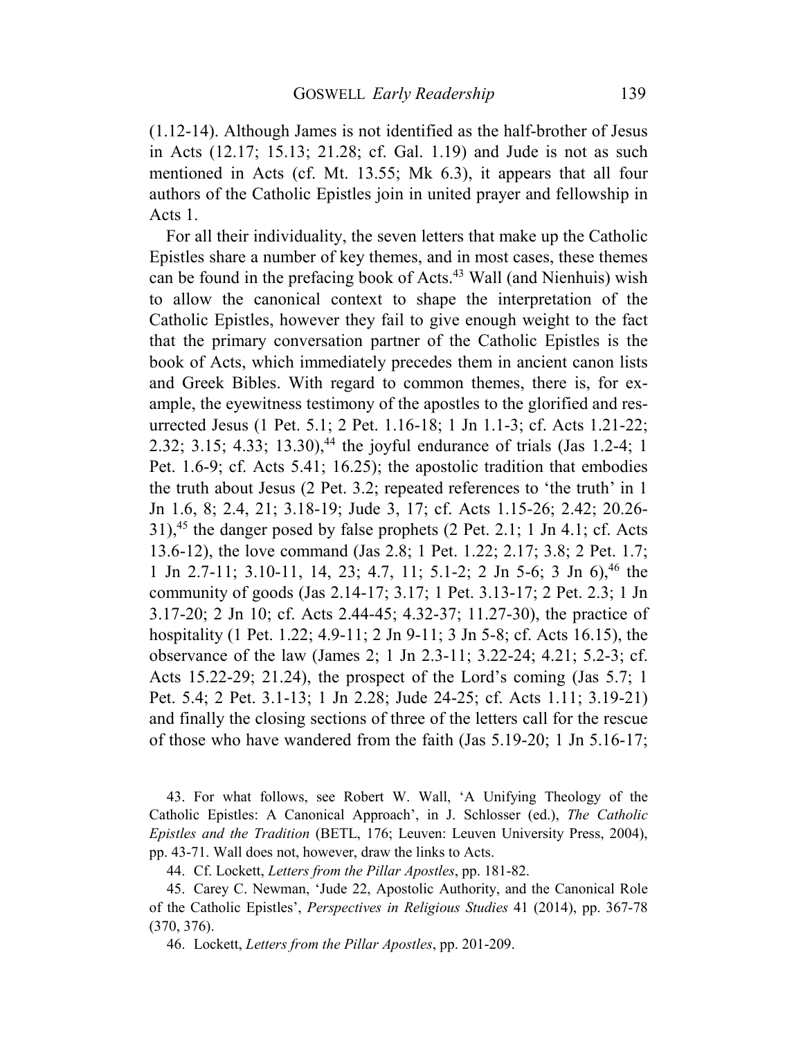(1.12-14). Although James is not identified as the half-brother of Jesus in Acts (12.17; 15.13; 21.28; cf. Gal. 1.19) and Jude is not as such mentioned in Acts (cf. Mt. 13.55; Mk 6.3), it appears that all four authors of the Catholic Epistles join in united prayer and fellowship in Acts 1.

For all their individuality, the seven letters that make up the Catholic Epistles share a number of key themes, and in most cases, these themes can be found in the prefacing book of Acts.[43] Wall (and Nienhuis) wish to allow the canonical context to shape the interpretation of the Catholic Epistles, however they fail to give enough weight to the fact that the primary conversation partner of the Catholic Epistles is the book of Acts, which immediately precedes them in ancient canon lists and Greek Bibles. With regard to common themes, there is, for example, the eyewitness testimony of the apostles to the glorified and resurrected Jesus (1 Pet. 5.1; 2 Pet. 1.16-18; 1 Jn 1.1-3; cf. Acts 1.21-22; 2.32; 3.15; 4.33; 13.30),[44] the joyful endurance of trials (Jas 1.2-4; 1 Pet. 1.6-9; cf. Acts 5.41; 16.25); the apostolic tradition that embodies the truth about Jesus (2 Pet. 3.2; repeated references to 'the truth' in 1 Jn 1.6, 8; 2.4, 21; 3.18-19; Jude 3, 17; cf. Acts 1.15-26; 2.42; 20.26-31),[45] the danger posed by false prophets (2 Pet. 2.1; 1 Jn 4.1; cf. Acts 13.6-12), the love command (Jas 2.8; 1 Pet. 1.22; 2.17; 3.8; 2 Pet. 1.7; 1 Jn 2.7-11; 3.10-11, 14, 23; 4.7, 11; 5.1-2; 2 Jn 5-6; 3 Jn 6),[46] the community of goods (Jas 2.14-17; 3.17; 1 Pet. 3.13-17; 2 Pet. 2.3; 1 Jn 3.17-20; 2 Jn 10; cf. Acts 2.44-45; 4.32-37; 11.27-30), the practice of hospitality (1 Pet. 1.22; 4.9-11; 2 Jn 9-11; 3 Jn 5-8; cf. Acts 16.15), the observance of the law (James 2; 1 Jn 2.3-11; 3.22-24; 4.21; 5.2-3; cf. Acts 15.22-29; 21.24), the prospect of the Lord's coming (Jas 5.7; 1 Pet. 5.4; 2 Pet. 3.1-13; 1 Jn 2.28; Jude 24-25; cf. Acts 1.11; 3.19-21) and finally the closing sections of three of the letters call for the rescue of those who have wandered from the faith (Jas 5.19-20; 1 Jn 5.16-17;

43. For what follows, see Robert W. Wall, 'A Unifying Theology of the Catholic Epistles: A Canonical Approach', in J. Schlosser (ed.), *The Catholic Epistles and the Tradition* (BETL, 176; Leuven: Leuven University Press, 2004), pp. 43-71. Wall does not, however, draw the links to Acts.

44. Cf. Lockett, *Letters from the Pillar Apostles*, pp. 181-82.

45. Carey C. Newman, 'Jude 22, Apostolic Authority, and the Canonical Role of the Catholic Epistles', *Perspectives in Religious Studies* 41 (2014), pp. 367-78 (370, 376).

46. Lockett, *Letters from the Pillar Apostles*, pp. 201-209.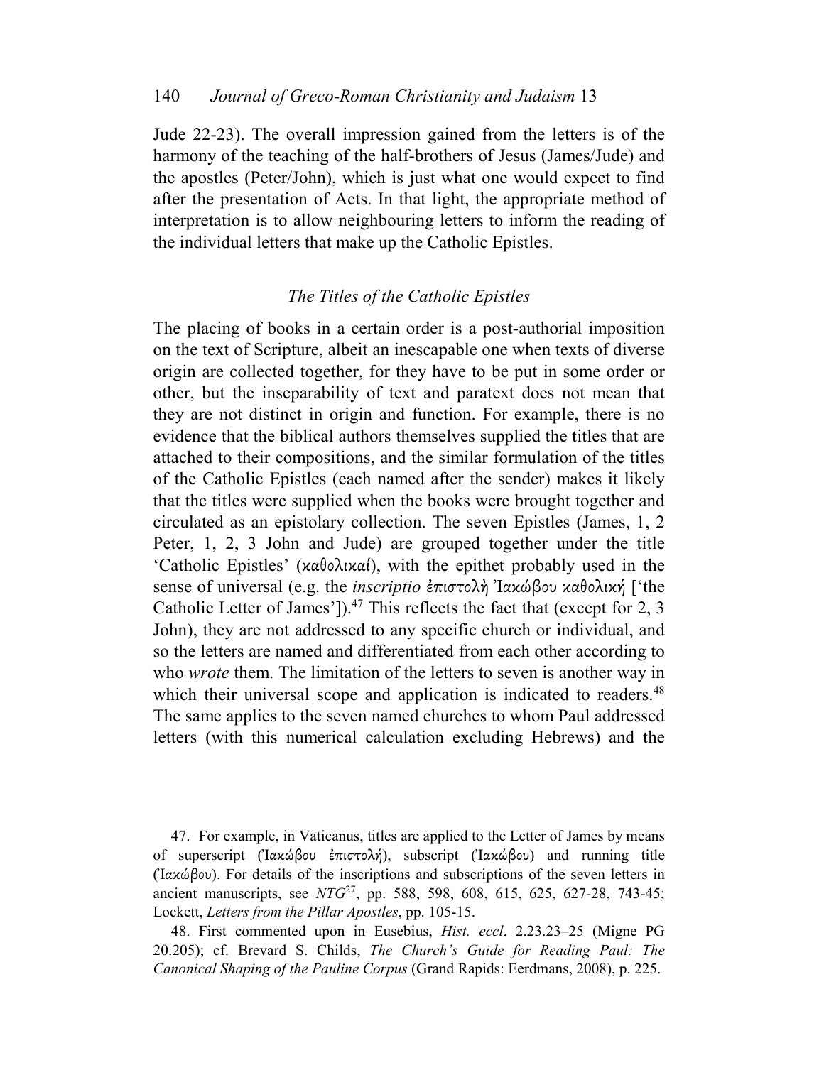Jude 22-23). The overall impression gained from the letters is of the harmony of the teaching of the half-brothers of Jesus (James/Jude) and the apostles (Peter/John), which is just what one would expect to find after the presentation of Acts. In that light, the appropriate method of interpretation is to allow neighbouring letters to inform the reading of the individual letters that make up the Catholic Epistles.

### *The Titles of the Catholic Epistles*

The placing of books in a certain order is a post-authorial imposition on the text of Scripture, albeit an inescapable one when texts of diverse origin are collected together, for they have to be put in some order or other, but the inseparability of text and paratext does not mean that they are not distinct in origin and function. For example, there is no evidence that the biblical authors themselves supplied the titles that are attached to their compositions, and the similar formulation of the titles of the Catholic Epistles (each named after the sender) makes it likely that the titles were supplied when the books were brought together and circulated as an epistolary collection. The seven Epistles (James, 1, 2 Peter, 1, 2, 3 John and Jude) are grouped together under the title 'Catholic Epistles' (καθολικαί), with the epithet probably used in the sense of universal (e.g. the *inscriptio* ἐπιστολὴ Ἰακώβου καθολική ['the Catholic Letter of James']).[47] This reflects the fact that (except for 2, 3 John), they are not addressed to any specific church or individual, and so the letters are named and differentiated from each other according to who *wrote* them. The limitation of the letters to seven is another way in which their universal scope and application is indicated to readers.[48] The same applies to the seven named churches to whom Paul addressed letters (with this numerical calculation excluding Hebrews) and the

47. For example, in Vaticanus, titles are applied to the Letter of James by means of superscript (Ἰακώβου ἐπιστολή), subscript (Ἰακώβου) and running title (Ἰακώβου). For details of the inscriptions and subscriptions of the seven letters in ancient manuscripts, see *NTG*[27], pp. 588, 598, 608, 615, 625, 627-28, 743-45; Lockett, *Letters from the Pillar Apostles*, pp. 105-15.

48. First commented upon in Eusebius, *Hist. eccl*. 2.23.23–25 (Migne PG 20.205); cf. Brevard S. Childs, *The Church's Guide for Reading Paul: The Canonical Shaping of the Pauline Corpus* (Grand Rapids: Eerdmans, 2008), p. 225.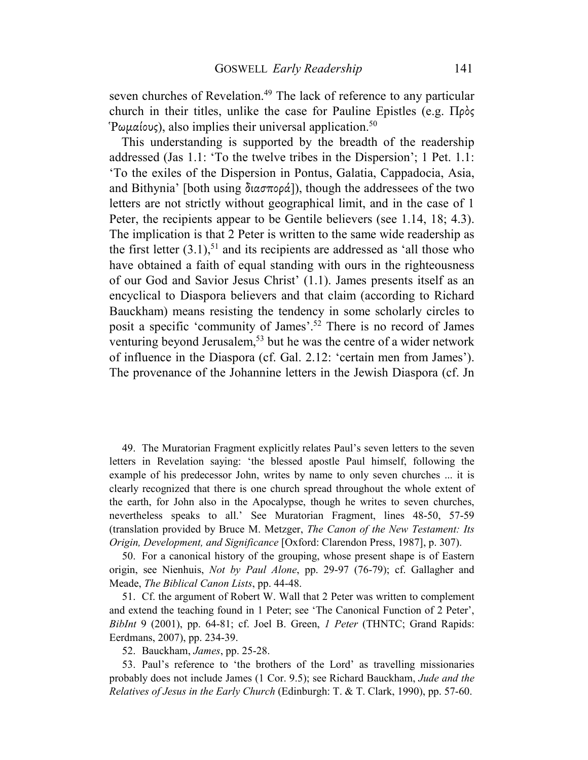seven churches of Revelation.[49] The lack of reference to any particular church in their titles, unlike the case for Pauline Epistles (e.g. Πρὸς Ῥωμαίους), also implies their universal application.[50]

This understanding is supported by the breadth of the readership addressed (Jas 1.1: 'To the twelve tribes in the Dispersion'; 1 Pet. 1.1: 'To the exiles of the Dispersion in Pontus, Galatia, Cappadocia, Asia, and Bithynia' [both using διασπορά]), though the addressees of the two letters are not strictly without geographical limit, and in the case of 1 Peter, the recipients appear to be Gentile believers (see 1.14, 18; 4.3). The implication is that 2 Peter is written to the same wide readership as the first letter (3.1),[51] and its recipients are addressed as 'all those who have obtained a faith of equal standing with ours in the righteousness of our God and Savior Jesus Christ' (1.1). James presents itself as an encyclical to Diaspora believers and that claim (according to Richard Bauckham) means resisting the tendency in some scholarly circles to posit a specific 'community of James'.[52] There is no record of James venturing beyond Jerusalem,[53] but he was the centre of a wider network of influence in the Diaspora (cf. Gal. 2.12: 'certain men from James'). The provenance of the Johannine letters in the Jewish Diaspora (cf. Jn

49. The Muratorian Fragment explicitly relates Paul's seven letters to the seven letters in Revelation saying: 'the blessed apostle Paul himself, following the example of his predecessor John, writes by name to only seven churches ... it is clearly recognized that there is one church spread throughout the whole extent of the earth, for John also in the Apocalypse, though he writes to seven churches, nevertheless speaks to all.' See Muratorian Fragment, lines 48-50, 57-59 (translation provided by Bruce M. Metzger, *The Canon of the New Testament: Its Origin, Development, and Significance* [Oxford: Clarendon Press, 1987], p. 307).

50. For a canonical history of the grouping, whose present shape is of Eastern origin, see Nienhuis, *Not by Paul Alone*, pp. 29-97 (76-79); cf. Gallagher and Meade, *The Biblical Canon Lists*, pp. 44-48.

51. Cf. the argument of Robert W. Wall that 2 Peter was written to complement and extend the teaching found in 1 Peter; see 'The Canonical Function of 2 Peter', *BibInt* 9 (2001), pp. 64-81; cf. Joel B. Green, *1 Peter* (THNTC; Grand Rapids: Eerdmans, 2007), pp. 234-39.

52. Bauckham, *James*, pp. 25-28.

53. Paul's reference to 'the brothers of the Lord' as travelling missionaries probably does not include James (1 Cor. 9.5); see Richard Bauckham, *Jude and the Relatives of Jesus in the Early Church* (Edinburgh: T. & T. Clark, 1990), pp. 57-60.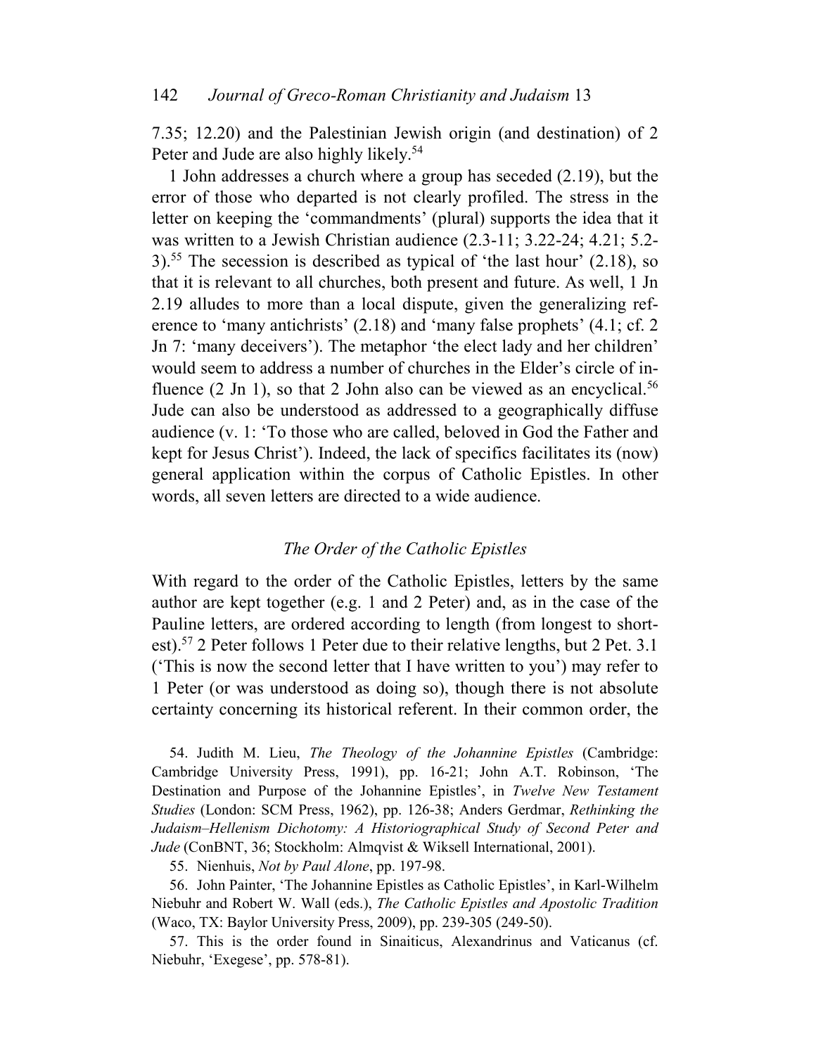7.35; 12.20) and the Palestinian Jewish origin (and destination) of 2 Peter and Jude are also highly likely.[54]

1 John addresses a church where a group has seceded (2.19), but the error of those who departed is not clearly profiled. The stress in the letter on keeping the 'commandments' (plural) supports the idea that it was written to a Jewish Christian audience (2.3-11; 3.22-24; 4.21; 5.2-3).[55] The secession is described as typical of 'the last hour' (2.18), so that it is relevant to all churches, both present and future. As well, 1 Jn 2.19 alludes to more than a local dispute, given the generalizing reference to 'many antichrists' (2.18) and 'many false prophets' (4.1; cf. 2 Jn 7: 'many deceivers'). The metaphor 'the elect lady and her children' would seem to address a number of churches in the Elder's circle of influence (2 Jn 1), so that 2 John also can be viewed as an encyclical.[56] Jude can also be understood as addressed to a geographically diffuse audience (v. 1: 'To those who are called, beloved in God the Father and kept for Jesus Christ'). Indeed, the lack of specifics facilitates its (now) general application within the corpus of Catholic Epistles. In other words, all seven letters are directed to a wide audience.

### *The Order of the Catholic Epistles*

With regard to the order of the Catholic Epistles, letters by the same author are kept together (e.g. 1 and 2 Peter) and, as in the case of the Pauline letters, are ordered according to length (from longest to shortest).[57] 2 Peter follows 1 Peter due to their relative lengths, but 2 Pet. 3.1 ('This is now the second letter that I have written to you') may refer to 1 Peter (or was understood as doing so), though there is not absolute certainty concerning its historical referent. In their common order, the

54. Judith M. Lieu, *The Theology of the Johannine Epistles* (Cambridge: Cambridge University Press, 1991), pp. 16-21; John A.T. Robinson, 'The Destination and Purpose of the Johannine Epistles', in *Twelve New Testament Studies* (London: SCM Press, 1962), pp. 126-38; Anders Gerdmar, *Rethinking the Judaism–Hellenism Dichotomy: A Historiographical Study of Second Peter and Jude* (ConBNT, 36; Stockholm: Almqvist & Wiksell International, 2001).

55. Nienhuis, *Not by Paul Alone*, pp. 197-98.

56. John Painter, 'The Johannine Epistles as Catholic Epistles', in Karl-Wilhelm Niebuhr and Robert W. Wall (eds.), *The Catholic Epistles and Apostolic Tradition* (Waco, TX: Baylor University Press, 2009), pp. 239-305 (249-50).

57. This is the order found in Sinaiticus, Alexandrinus and Vaticanus (cf. Niebuhr, 'Exegese', pp. 578-81).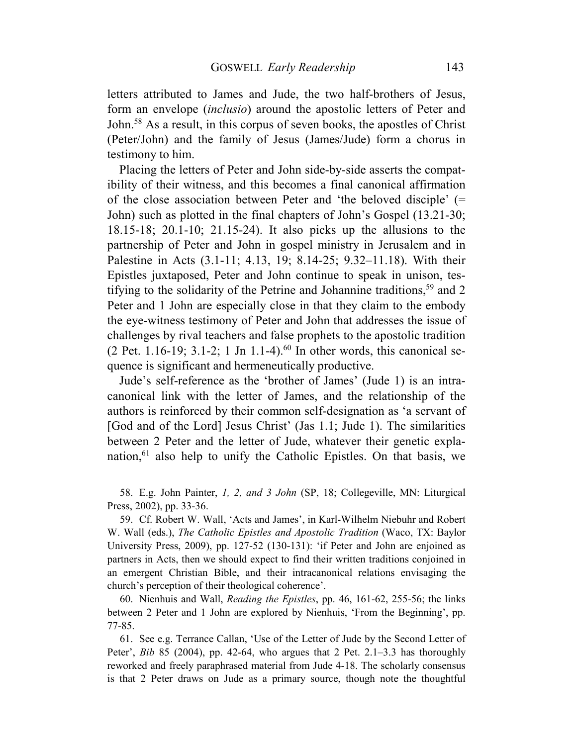letters attributed to James and Jude, the two half-brothers of Jesus, form an envelope (*inclusio*) around the apostolic letters of Peter and John.[58] As a result, in this corpus of seven books, the apostles of Christ (Peter/John) and the family of Jesus (James/Jude) form a chorus in testimony to him.

Placing the letters of Peter and John side-by-side asserts the compatibility of their witness, and this becomes a final canonical affirmation of the close association between Peter and 'the beloved disciple' (= John) such as plotted in the final chapters of John's Gospel (13.21-30; 18.15-18; 20.1-10; 21.15-24). It also picks up the allusions to the partnership of Peter and John in gospel ministry in Jerusalem and in Palestine in Acts (3.1-11; 4.13, 19; 8.14-25; 9.32–11.18). With their Epistles juxtaposed, Peter and John continue to speak in unison, testifying to the solidarity of the Petrine and Johannine traditions,[59] and 2 Peter and 1 John are especially close in that they claim to the embody the eye-witness testimony of Peter and John that addresses the issue of challenges by rival teachers and false prophets to the apostolic tradition (2 Pet. 1.16-19; 3.1-2; 1 Jn 1.1-4).[60] In other words, this canonical sequence is significant and hermeneutically productive.

Jude's self-reference as the 'brother of James' (Jude 1) is an intracanonical link with the letter of James, and the relationship of the authors is reinforced by their common self-designation as 'a servant of [God and of the Lord] Jesus Christ' (Jas 1.1; Jude 1). The similarities between 2 Peter and the letter of Jude, whatever their genetic explanation,[61] also help to unify the Catholic Epistles. On that basis, we

58. E.g. John Painter, *1, 2, and 3 John* (SP, 18; Collegeville, MN: Liturgical Press, 2002), pp. 33-36.

59. Cf. Robert W. Wall, 'Acts and James', in Karl-Wilhelm Niebuhr and Robert W. Wall (eds.), *The Catholic Epistles and Apostolic Tradition* (Waco, TX: Baylor University Press, 2009), pp. 127-52 (130-131): 'if Peter and John are enjoined as partners in Acts, then we should expect to find their written traditions conjoined in an emergent Christian Bible, and their intracanonical relations envisaging the church's perception of their theological coherence'.

60. Nienhuis and Wall, *Reading the Epistles*, pp. 46, 161-62, 255-56; the links between 2 Peter and 1 John are explored by Nienhuis, 'From the Beginning', pp. 77-85.

61. See e.g. Terrance Callan, 'Use of the Letter of Jude by the Second Letter of Peter', *Bib* 85 (2004), pp. 42-64, who argues that 2 Pet. 2.1–3.3 has thoroughly reworked and freely paraphrased material from Jude 4-18. The scholarly consensus is that 2 Peter draws on Jude as a primary source, though note the thoughtful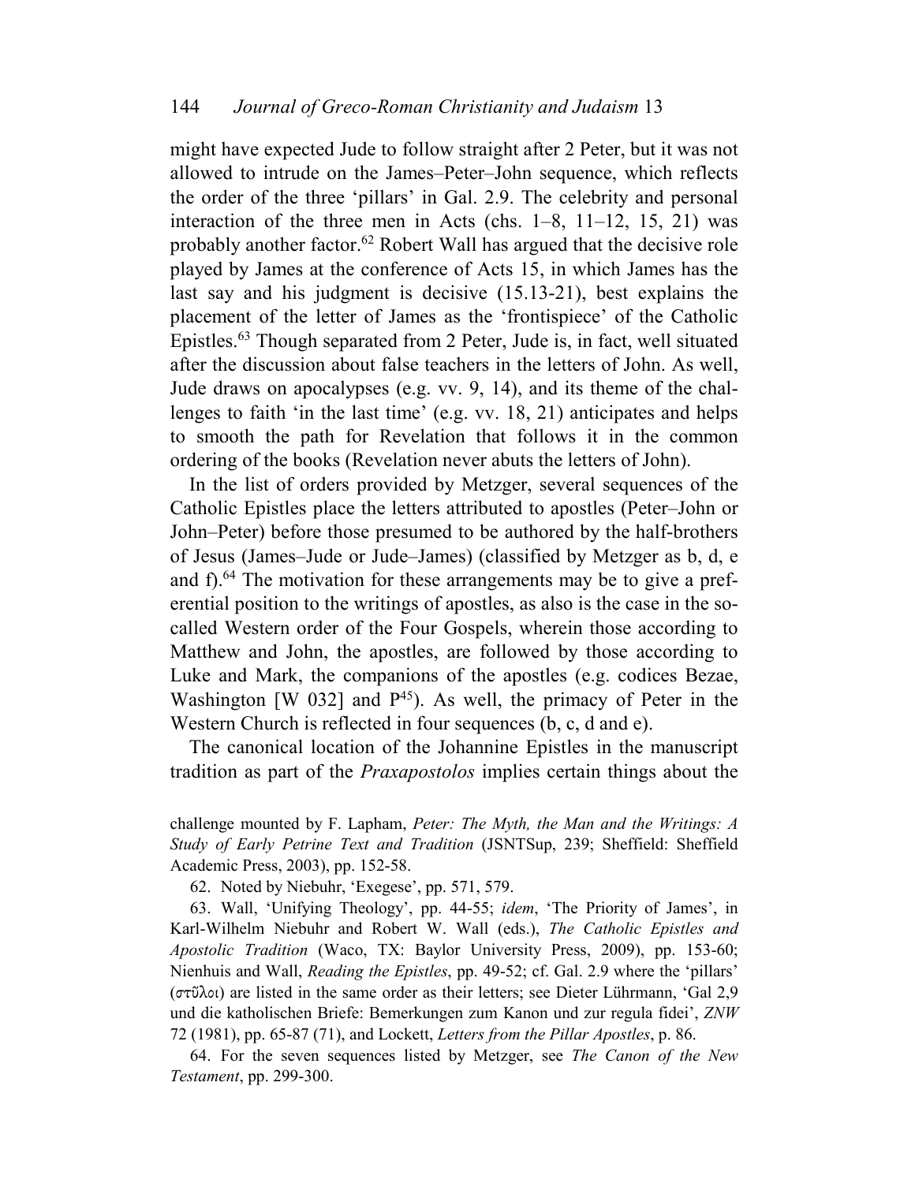might have expected Jude to follow straight after 2 Peter, but it was not allowed to intrude on the James–Peter–John sequence, which reflects the order of the three 'pillars' in Gal. 2.9. The celebrity and personal interaction of the three men in Acts (chs. 1–8, 11–12, 15, 21) was probably another factor.[62] Robert Wall has argued that the decisive role played by James at the conference of Acts 15, in which James has the last say and his judgment is decisive (15.13-21), best explains the placement of the letter of James as the 'frontispiece' of the Catholic Epistles.[63] Though separated from 2 Peter, Jude is, in fact, well situated after the discussion about false teachers in the letters of John. As well, Jude draws on apocalypses (e.g. vv. 9, 14), and its theme of the challenges to faith 'in the last time' (e.g. vv. 18, 21) anticipates and helps to smooth the path for Revelation that follows it in the common ordering of the books (Revelation never abuts the letters of John).

In the list of orders provided by Metzger, several sequences of the Catholic Epistles place the letters attributed to apostles (Peter–John or John–Peter) before those presumed to be authored by the half-brothers of Jesus (James–Jude or Jude–James) (classified by Metzger as b, d, e and f).[64] The motivation for these arrangements may be to give a preferential position to the writings of apostles, as also is the case in the so-called Western order of the Four Gospels, wherein those according to Matthew and John, the apostles, are followed by those according to Luke and Mark, the companions of the apostles (e.g. codices Bezae, Washington [W 032] and P[45]). As well, the primacy of Peter in the Western Church is reflected in four sequences (b, c, d and e).

The canonical location of the Johannine Epistles in the manuscript tradition as part of the *Praxapostolos* implies certain things about the

challenge mounted by F. Lapham, *Peter: The Myth, the Man and the Writings: A Study of Early Petrine Text and Tradition* (JSNTSup, 239; Sheffield: Sheffield Academic Press, 2003), pp. 152-58.

62. Noted by Niebuhr, 'Exegese', pp. 571, 579.

63. Wall, 'Unifying Theology', pp. 44-55; *idem*, 'The Priority of James', in Karl-Wilhelm Niebuhr and Robert W. Wall (eds.), *The Catholic Epistles and Apostolic Tradition* (Waco, TX: Baylor University Press, 2009), pp. 153-60; Nienhuis and Wall, *Reading the Epistles*, pp. 49-52; cf. Gal. 2.9 where the 'pillars' (στῦλοι) are listed in the same order as their letters; see Dieter Lührmann, 'Gal 2,9 und die katholischen Briefe: Bemerkungen zum Kanon und zur regula fidei', *ZNW* 72 (1981), pp. 65-87 (71), and Lockett, *Letters from the Pillar Apostles*, p. 86.

64. For the seven sequences listed by Metzger, see *The Canon of the New Testament*, pp. 299-300.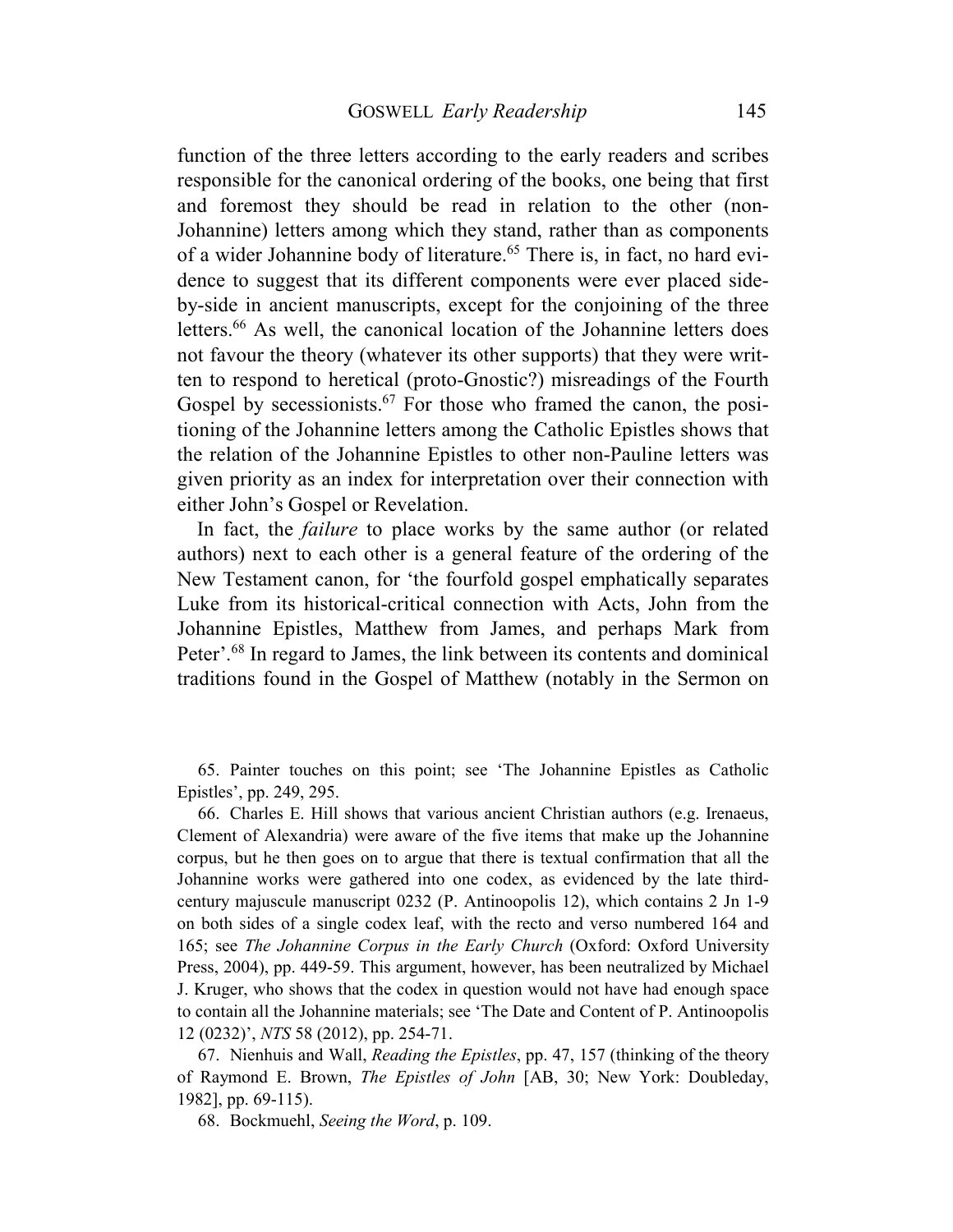function of the three letters according to the early readers and scribes responsible for the canonical ordering of the books, one being that first and foremost they should be read in relation to the other (non-Johannine) letters among which they stand, rather than as components of a wider Johannine body of literature.[65] There is, in fact, no hard evidence to suggest that its different components were ever placed side-by-side in ancient manuscripts, except for the conjoining of the three letters.[66] As well, the canonical location of the Johannine letters does not favour the theory (whatever its other supports) that they were written to respond to heretical (proto-Gnostic?) misreadings of the Fourth Gospel by secessionists.[67] For those who framed the canon, the positioning of the Johannine letters among the Catholic Epistles shows that the relation of the Johannine Epistles to other non-Pauline letters was given priority as an index for interpretation over their connection with either John's Gospel or Revelation.

In fact, the *failure* to place works by the same author (or related authors) next to each other is a general feature of the ordering of the New Testament canon, for 'the fourfold gospel emphatically separates Luke from its historical-critical connection with Acts, John from the Johannine Epistles, Matthew from James, and perhaps Mark from Peter'.[68] In regard to James, the link between its contents and dominical traditions found in the Gospel of Matthew (notably in the Sermon on

65. Painter touches on this point; see 'The Johannine Epistles as Catholic Epistles', pp. 249, 295.

66. Charles E. Hill shows that various ancient Christian authors (e.g. Irenaeus, Clement of Alexandria) were aware of the five items that make up the Johannine corpus, but he then goes on to argue that there is textual confirmation that all the Johannine works were gathered into one codex, as evidenced by the late third-century majuscule manuscript 0232 (P. Antinoopolis 12), which contains 2 Jn 1-9 on both sides of a single codex leaf, with the recto and verso numbered 164 and 165; see *The Johannine Corpus in the Early Church* (Oxford: Oxford University Press, 2004), pp. 449-59. This argument, however, has been neutralized by Michael J. Kruger, who shows that the codex in question would not have had enough space to contain all the Johannine materials; see 'The Date and Content of P. Antinoopolis 12 (0232)', *NTS* 58 (2012), pp. 254-71.

67. Nienhuis and Wall, *Reading the Epistles*, pp. 47, 157 (thinking of the theory of Raymond E. Brown, *The Epistles of John* [AB, 30; New York: Doubleday, 1982], pp. 69-115).

68. Bockmuehl, *Seeing the Word*, p. 109.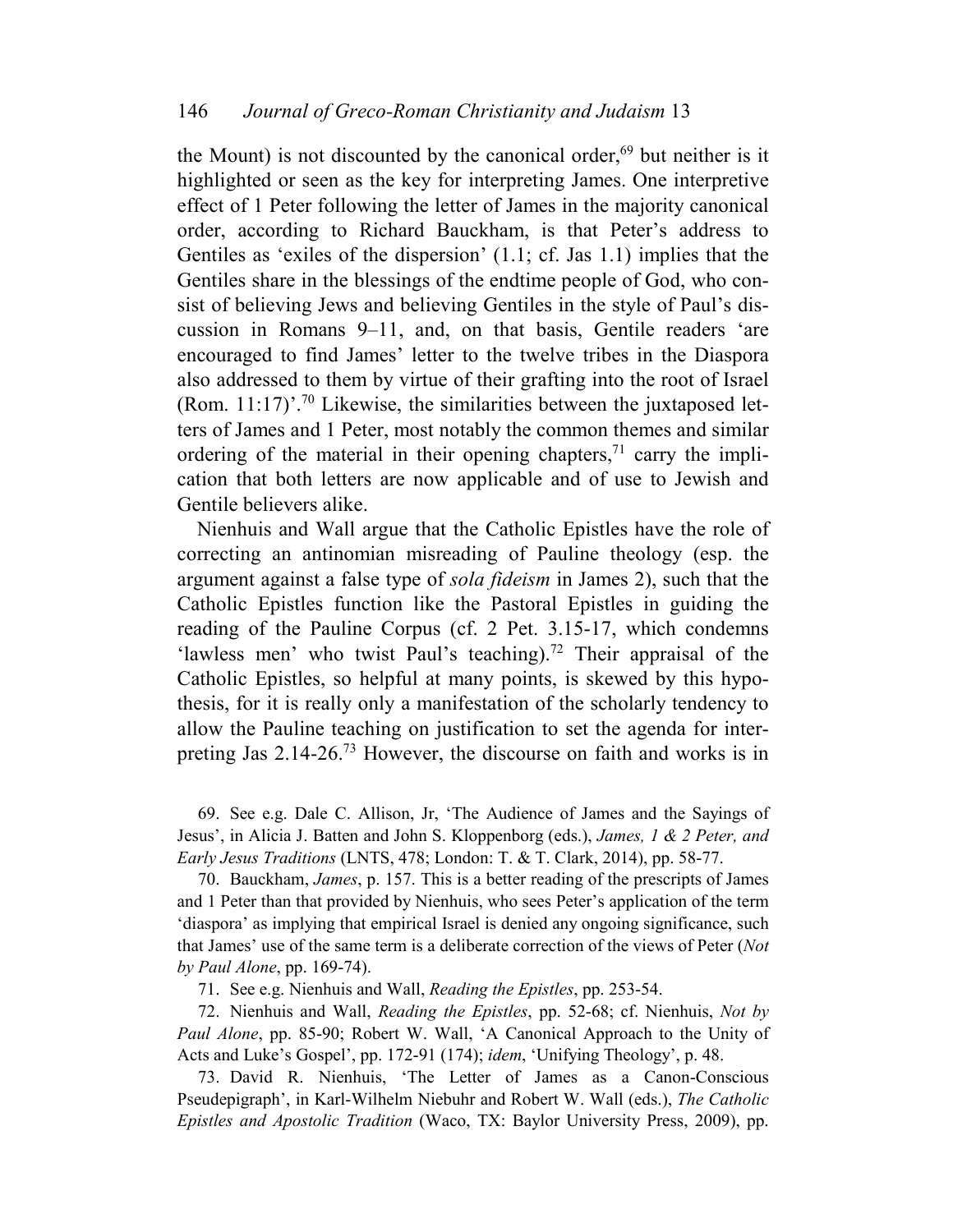the Mount) is not discounted by the canonical order,[69] but neither is it highlighted or seen as the key for interpreting James. One interpretive effect of 1 Peter following the letter of James in the majority canonical order, according to Richard Bauckham, is that Peter's address to Gentiles as 'exiles of the dispersion' (1.1; cf. Jas 1.1) implies that the Gentiles share in the blessings of the endtime people of God, who consist of believing Jews and believing Gentiles in the style of Paul's discussion in Romans 9–11, and, on that basis, Gentile readers 'are encouraged to find James' letter to the twelve tribes in the Diaspora also addressed to them by virtue of their grafting into the root of Israel (Rom. 11:17)'.[70] Likewise, the similarities between the juxtaposed letters of James and 1 Peter, most notably the common themes and similar ordering of the material in their opening chapters,[71] carry the implication that both letters are now applicable and of use to Jewish and Gentile believers alike.

Nienhuis and Wall argue that the Catholic Epistles have the role of correcting an antinomian misreading of Pauline theology (esp. the argument against a false type of *sola fideism* in James 2), such that the Catholic Epistles function like the Pastoral Epistles in guiding the reading of the Pauline Corpus (cf. 2 Pet. 3.15-17, which condemns 'lawless men' who twist Paul's teaching).[72] Their appraisal of the Catholic Epistles, so helpful at many points, is skewed by this hypothesis, for it is really only a manifestation of the scholarly tendency to allow the Pauline teaching on justification to set the agenda for interpreting Jas 2.14-26.[73] However, the discourse on faith and works is in

69. See e.g. Dale C. Allison, Jr, 'The Audience of James and the Sayings of Jesus', in Alicia J. Batten and John S. Kloppenborg (eds.), *James, 1 & 2 Peter, and Early Jesus Traditions* (LNTS, 478; London: T. & T. Clark, 2014), pp. 58-77.

70. Bauckham, *James*, p. 157. This is a better reading of the prescripts of James and 1 Peter than that provided by Nienhuis, who sees Peter's application of the term 'diaspora' as implying that empirical Israel is denied any ongoing significance, such that James' use of the same term is a deliberate correction of the views of Peter (*Not by Paul Alone*, pp. 169-74).

71. See e.g. Nienhuis and Wall, *Reading the Epistles*, pp. 253-54.

72. Nienhuis and Wall, *Reading the Epistles*, pp. 52-68; cf. Nienhuis, *Not by Paul Alone*, pp. 85-90; Robert W. Wall, 'A Canonical Approach to the Unity of Acts and Luke's Gospel', pp. 172-91 (174); *idem*, 'Unifying Theology', p. 48.

73. David R. Nienhuis, 'The Letter of James as a Canon-Conscious Pseudepigraph', in Karl-Wilhelm Niebuhr and Robert W. Wall (eds.), *The Catholic Epistles and Apostolic Tradition* (Waco, TX: Baylor University Press, 2009), pp.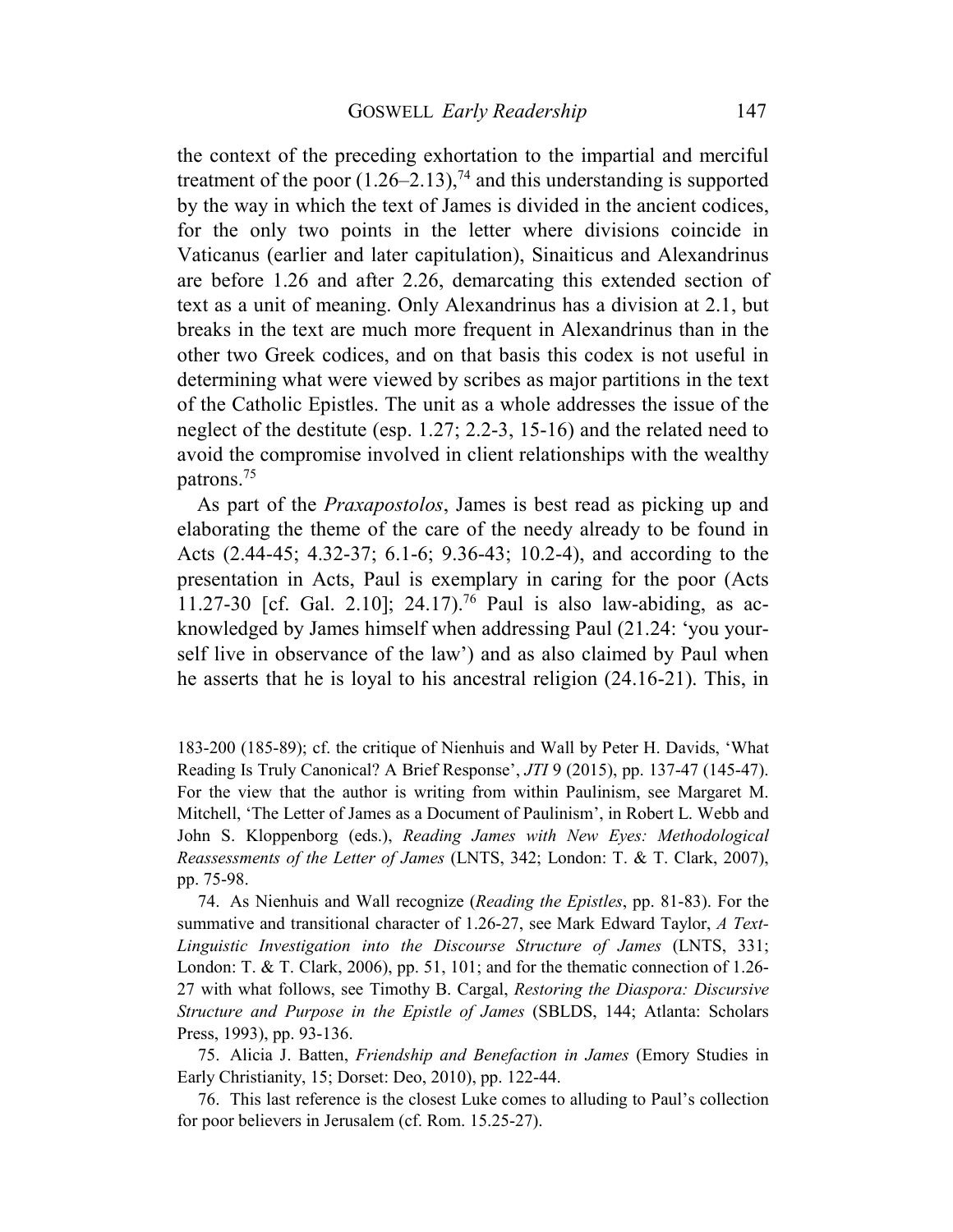the context of the preceding exhortation to the impartial and merciful treatment of the poor (1.26–2.13),[74] and this understanding is supported by the way in which the text of James is divided in the ancient codices, for the only two points in the letter where divisions coincide in Vaticanus (earlier and later capitulation), Sinaiticus and Alexandrinus are before 1.26 and after 2.26, demarcating this extended section of text as a unit of meaning. Only Alexandrinus has a division at 2.1, but breaks in the text are much more frequent in Alexandrinus than in the other two Greek codices, and on that basis this codex is not useful in determining what were viewed by scribes as major partitions in the text of the Catholic Epistles. The unit as a whole addresses the issue of the neglect of the destitute (esp. 1.27; 2.2-3, 15-16) and the related need to avoid the compromise involved in client relationships with the wealthy patrons.[75]

As part of the *Praxapostolos*, James is best read as picking up and elaborating the theme of the care of the needy already to be found in Acts (2.44-45; 4.32-37; 6.1-6; 9.36-43; 10.2-4), and according to the presentation in Acts, Paul is exemplary in caring for the poor (Acts 11.27-30 [cf. Gal. 2.10]; 24.17).[76] Paul is also law-abiding, as acknowledged by James himself when addressing Paul (21.24: 'you yourself live in observance of the law') and as also claimed by Paul when he asserts that he is loyal to his ancestral religion (24.16-21). This, in

183-200 (185-89); cf. the critique of Nienhuis and Wall by Peter H. Davids, 'What Reading Is Truly Canonical? A Brief Response', *JTI* 9 (2015), pp. 137-47 (145-47). For the view that the author is writing from within Paulinism, see Margaret M. Mitchell, 'The Letter of James as a Document of Paulinism', in Robert L. Webb and John S. Kloppenborg (eds.), *Reading James with New Eyes: Methodological Reassessments of the Letter of James* (LNTS, 342; London: T. & T. Clark, 2007), pp. 75-98.

74. As Nienhuis and Wall recognize (*Reading the Epistles*, pp. 81-83). For the summative and transitional character of 1.26-27, see Mark Edward Taylor, *A Text-Linguistic Investigation into the Discourse Structure of James* (LNTS, 331; London: T. & T. Clark, 2006), pp. 51, 101; and for the thematic connection of 1.26-27 with what follows, see Timothy B. Cargal, *Restoring the Diaspora: Discursive Structure and Purpose in the Epistle of James* (SBLDS, 144; Atlanta: Scholars Press, 1993), pp. 93-136.

75. Alicia J. Batten, *Friendship and Benefaction in James* (Emory Studies in Early Christianity, 15; Dorset: Deo, 2010), pp. 122-44.

76. This last reference is the closest Luke comes to alluding to Paul's collection for poor believers in Jerusalem (cf. Rom. 15.25-27).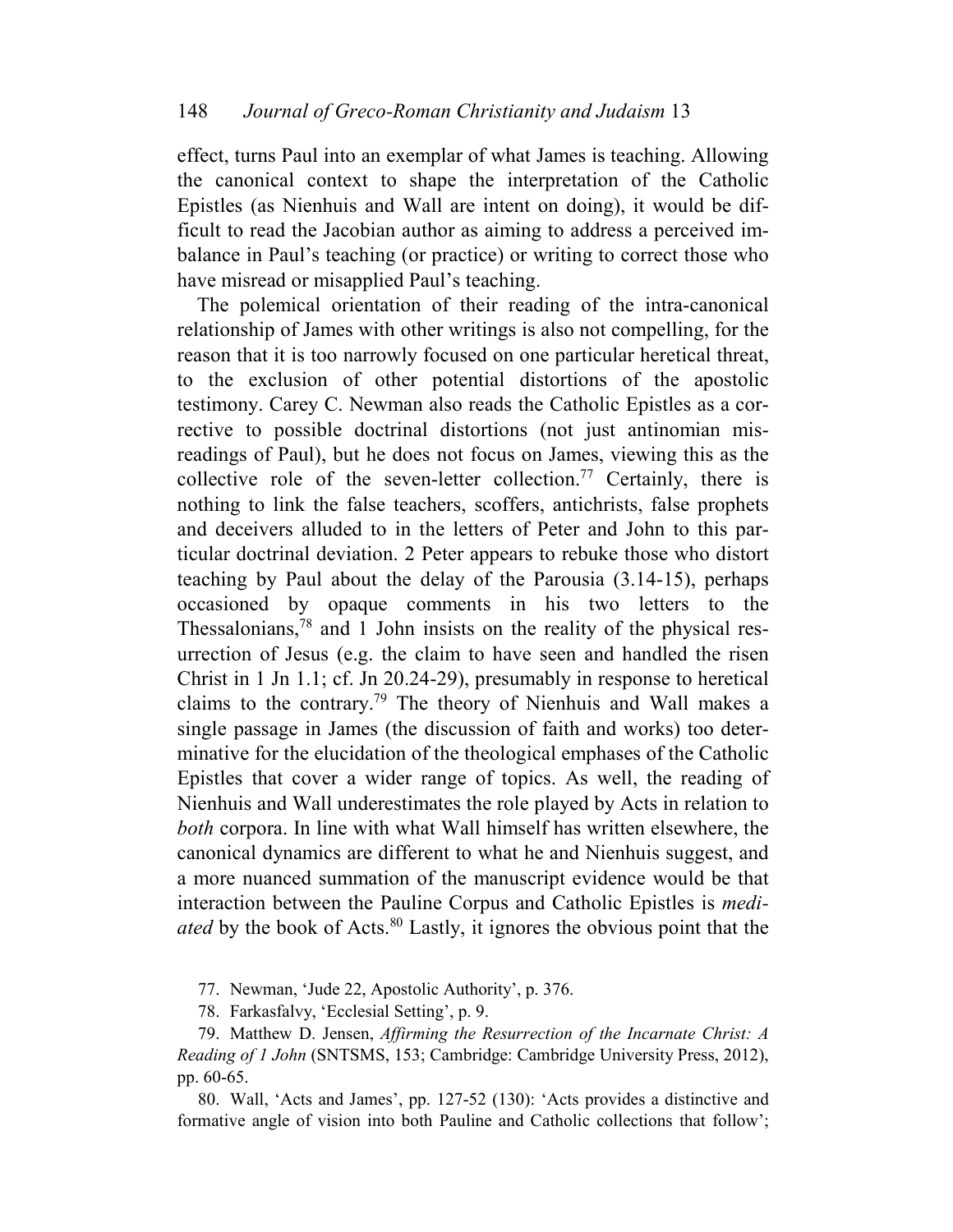effect, turns Paul into an exemplar of what James is teaching. Allowing the canonical context to shape the interpretation of the Catholic Epistles (as Nienhuis and Wall are intent on doing), it would be difficult to read the Jacobian author as aiming to address a perceived imbalance in Paul's teaching (or practice) or writing to correct those who have misread or misapplied Paul's teaching.

The polemical orientation of their reading of the intra-canonical relationship of James with other writings is also not compelling, for the reason that it is too narrowly focused on one particular heretical threat, to the exclusion of other potential distortions of the apostolic testimony. Carey C. Newman also reads the Catholic Epistles as a corrective to possible doctrinal distortions (not just antinomian misreadings of Paul), but he does not focus on James, viewing this as the collective role of the seven-letter collection.[77] Certainly, there is nothing to link the false teachers, scoffers, antichrists, false prophets and deceivers alluded to in the letters of Peter and John to this particular doctrinal deviation. 2 Peter appears to rebuke those who distort teaching by Paul about the delay of the Parousia (3.14-15), perhaps occasioned by opaque comments in his two letters to the Thessalonians,[78] and 1 John insists on the reality of the physical resurrection of Jesus (e.g. the claim to have seen and handled the risen Christ in 1 Jn 1.1; cf. Jn 20.24-29), presumably in response to heretical claims to the contrary.[79] The theory of Nienhuis and Wall makes a single passage in James (the discussion of faith and works) too determinative for the elucidation of the theological emphases of the Catholic Epistles that cover a wider range of topics. As well, the reading of Nienhuis and Wall underestimates the role played by Acts in relation to *both* corpora. In line with what Wall himself has written elsewhere, the canonical dynamics are different to what he and Nienhuis suggest, and a more nuanced summation of the manuscript evidence would be that interaction between the Pauline Corpus and Catholic Epistles is *mediated* by the book of Acts.[80] Lastly, it ignores the obvious point that the

77. Newman, 'Jude 22, Apostolic Authority', p. 376.

78. Farkasfalvy, 'Ecclesial Setting', p. 9.

79. Matthew D. Jensen, *Affirming the Resurrection of the Incarnate Christ: A Reading of 1 John* (SNTSMS, 153; Cambridge: Cambridge University Press, 2012), pp. 60-65.

80. Wall, 'Acts and James', pp. 127-52 (130): 'Acts provides a distinctive and formative angle of vision into both Pauline and Catholic collections that follow';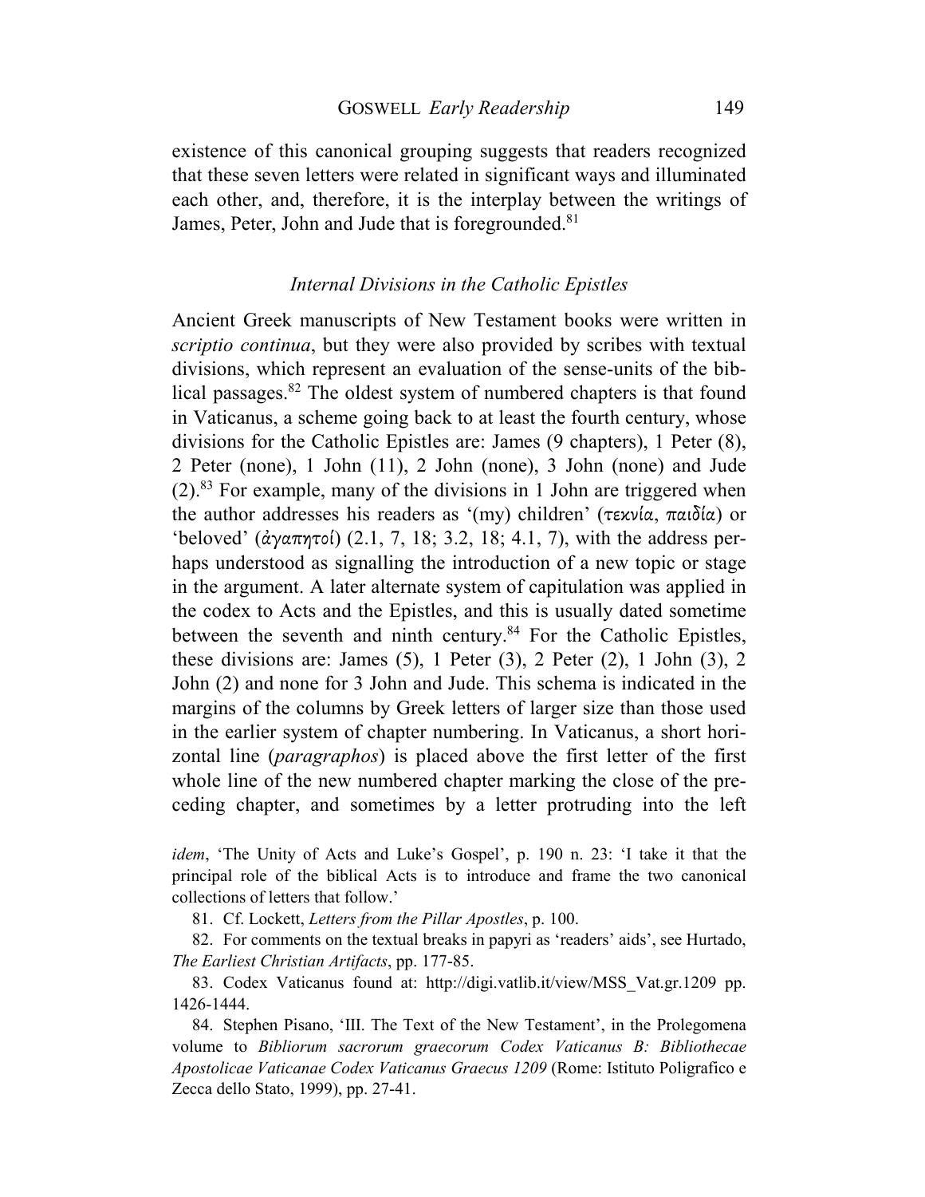existence of this canonical grouping suggests that readers recognized that these seven letters were related in significant ways and illuminated each other, and, therefore, it is the interplay between the writings of James, Peter, John and Jude that is foregrounded.[81]

### *Internal Divisions in the Catholic Epistles*

Ancient Greek manuscripts of New Testament books were written in *scriptio continua*, but they were also provided by scribes with textual divisions, which represent an evaluation of the sense-units of the biblical passages.[82] The oldest system of numbered chapters is that found in Vaticanus, a scheme going back to at least the fourth century, whose divisions for the Catholic Epistles are: James (9 chapters), 1 Peter (8), 2 Peter (none), 1 John (11), 2 John (none), 3 John (none) and Jude (2).[83] For example, many of the divisions in 1 John are triggered when the author addresses his readers as '(my) children' (τεκνία, παιδία) or 'beloved' (ἀγαπητοί) (2.1, 7, 18; 3.2, 18; 4.1, 7), with the address perhaps understood as signalling the introduction of a new topic or stage in the argument. A later alternate system of capitulation was applied in the codex to Acts and the Epistles, and this is usually dated sometime between the seventh and ninth century.[84] For the Catholic Epistles, these divisions are: James (5), 1 Peter (3), 2 Peter (2), 1 John (3), 2 John (2) and none for 3 John and Jude. This schema is indicated in the margins of the columns by Greek letters of larger size than those used in the earlier system of chapter numbering. In Vaticanus, a short horizontal line (*paragraphos*) is placed above the first letter of the first whole line of the new numbered chapter marking the close of the preceding chapter, and sometimes by a letter protruding into the left

*idem*, 'The Unity of Acts and Luke's Gospel', p. 190 n. 23: 'I take it that the principal role of the biblical Acts is to introduce and frame the two canonical collections of letters that follow.'

81. Cf. Lockett, *Letters from the Pillar Apostles*, p. 100.

82. For comments on the textual breaks in papyri as 'readers' aids', see Hurtado, *The Earliest Christian Artifacts*, pp. 177-85.

83. Codex Vaticanus found at: http://digi.vatlib.it/view/MSS_Vat.gr.1209 pp. 1426-1444.

84. Stephen Pisano, 'III. The Text of the New Testament', in the Prolegomena volume to *Bibliorum sacrorum graecorum Codex Vaticanus B: Bibliothecae Apostolicae Vaticanae Codex Vaticanus Graecus 1209* (Rome: Istituto Poligrafico e Zecca dello Stato, 1999), pp. 27-41.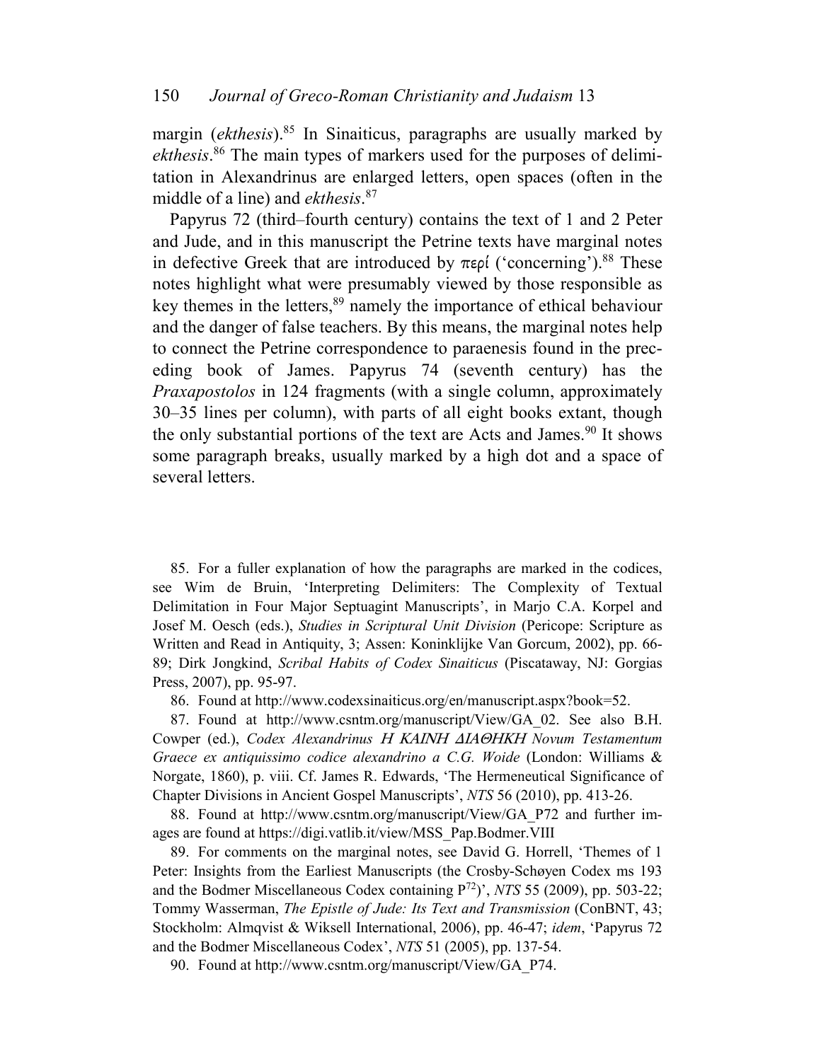margin (*ekthesis*).[85] In Sinaiticus, paragraphs are usually marked by *ekthesis*.[86] The main types of markers used for the purposes of delimitation in Alexandrinus are enlarged letters, open spaces (often in the middle of a line) and *ekthesis*.[87]

Papyrus 72 (third–fourth century) contains the text of 1 and 2 Peter and Jude, and in this manuscript the Petrine texts have marginal notes in defective Greek that are introduced by περί ('concerning').[88] These notes highlight what were presumably viewed by those responsible as key themes in the letters,[89] namely the importance of ethical behaviour and the danger of false teachers. By this means, the marginal notes help to connect the Petrine correspondence to paraenesis found in the preceding book of James. Papyrus 74 (seventh century) has the *Praxapostolos* in 124 fragments (with a single column, approximately 30–35 lines per column), with parts of all eight books extant, though the only substantial portions of the text are Acts and James.[90] It shows some paragraph breaks, usually marked by a high dot and a space of several letters.

85. For a fuller explanation of how the paragraphs are marked in the codices, see Wim de Bruin, 'Interpreting Delimiters: The Complexity of Textual Delimitation in Four Major Septuagint Manuscripts', in Marjo C.A. Korpel and Josef M. Oesch (eds.), *Studies in Scriptural Unit Division* (Pericope: Scripture as Written and Read in Antiquity, 3; Assen: Koninklijke Van Gorcum, 2002), pp. 66-89; Dirk Jongkind, *Scribal Habits of Codex Sinaiticus* (Piscataway, NJ: Gorgias Press, 2007), pp. 95-97.

86. Found at http://www.codexsinaiticus.org/en/manuscript.aspx?book=52.

87. Found at http://www.csntm.org/manuscript/View/GA_02. See also B.H. Cowper (ed.), *Codex Alexandrinus Η ΚΑΙΝΗ ΔΙΑΘΗΚΗ Novum Testamentum Graece ex antiquissimo codice alexandrino a C.G. Woide* (London: Williams & Norgate, 1860), p. viii. Cf. James R. Edwards, 'The Hermeneutical Significance of Chapter Divisions in Ancient Gospel Manuscripts', *NTS* 56 (2010), pp. 413-26.

88. Found at http://www.csntm.org/manuscript/View/GA_P72 and further images are found at https://digi.vatlib.it/view/MSS_Pap.Bodmer.VIII

89. For comments on the marginal notes, see David G. Horrell, 'Themes of 1 Peter: Insights from the Earliest Manuscripts (the Crosby-Schøyen Codex ms 193 and the Bodmer Miscellaneous Codex containing $P^{72}$)', *NTS* 55 (2009), pp. 503-22; Tommy Wasserman, *The Epistle of Jude: Its Text and Transmission* (ConBNT, 43; Stockholm: Almqvist & Wiksell International, 2006), pp. 46-47; *idem*, 'Papyrus 72 and the Bodmer Miscellaneous Codex', *NTS* 51 (2005), pp. 137-54.

90. Found at http://www.csntm.org/manuscript/View/GA_P74.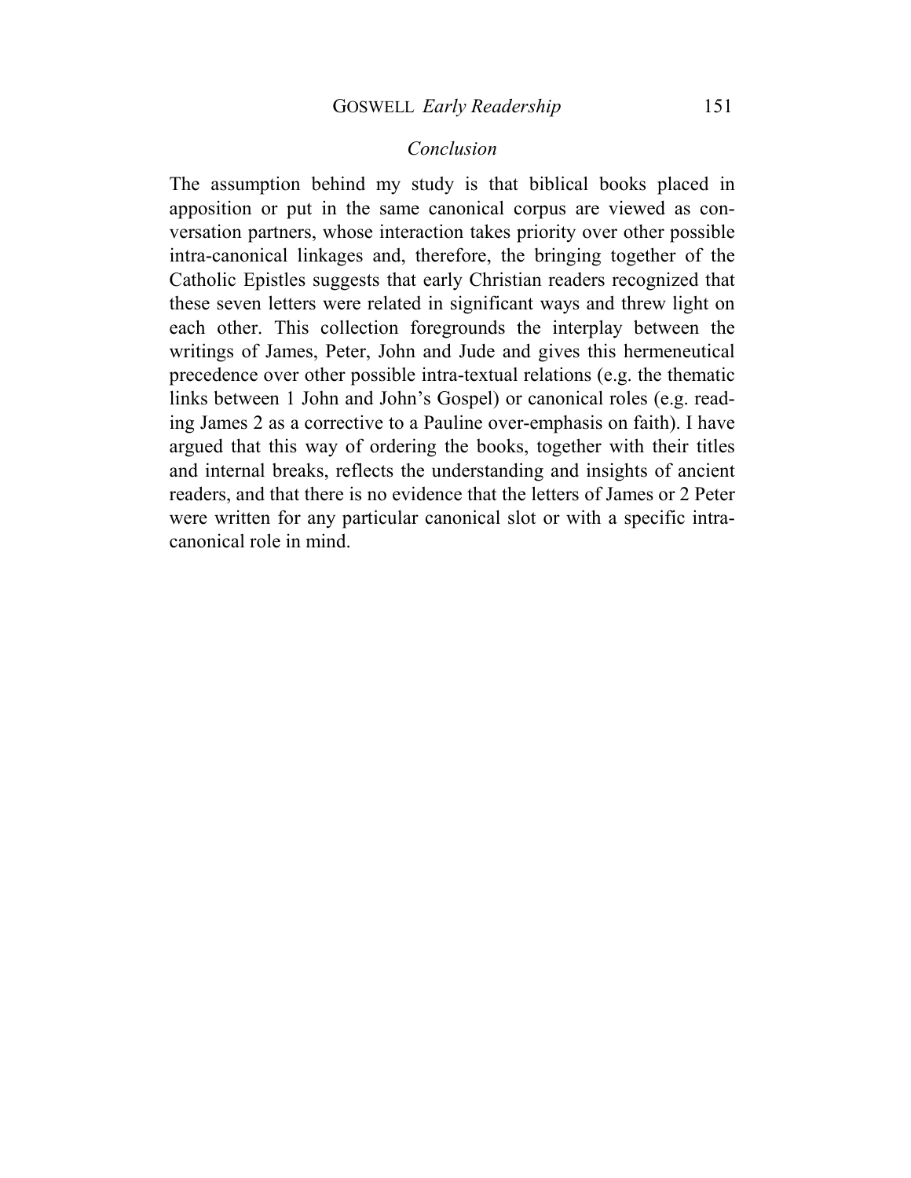## *Conclusion*

The assumption behind my study is that biblical books placed in apposition or put in the same canonical corpus are viewed as conversation partners, whose interaction takes priority over other possible intra-canonical linkages and, therefore, the bringing together of the Catholic Epistles suggests that early Christian readers recognized that these seven letters were related in significant ways and threw light on each other. This collection foregrounds the interplay between the writings of James, Peter, John and Jude and gives this hermeneutical precedence over other possible intra-textual relations (e.g. the thematic links between 1 John and John's Gospel) or canonical roles (e.g. reading James 2 as a corrective to a Pauline over-emphasis on faith). I have argued that this way of ordering the books, together with their titles and internal breaks, reflects the understanding and insights of ancient readers, and that there is no evidence that the letters of James or 2 Peter were written for any particular canonical slot or with a specific intra-canonical role in mind.